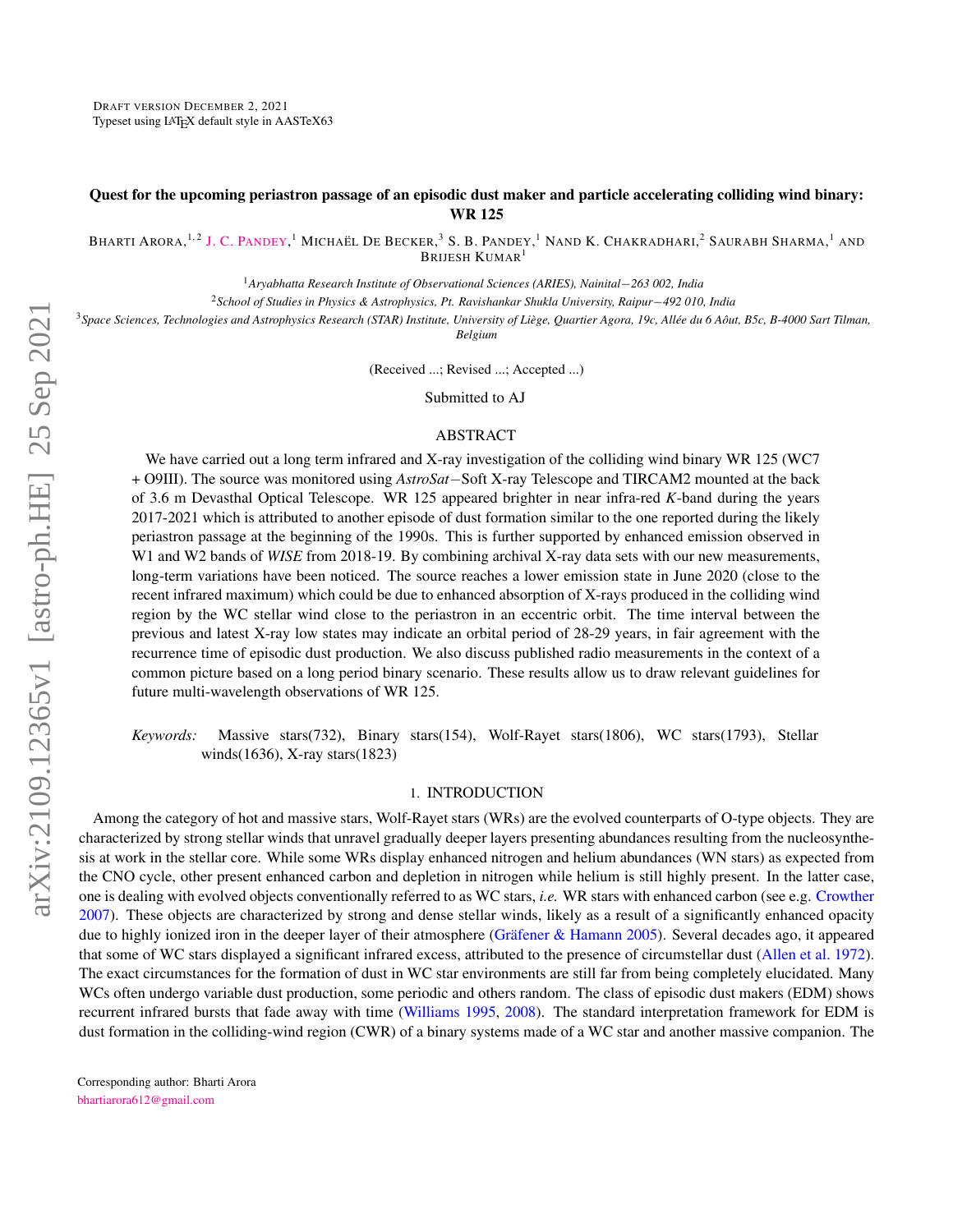Draft version December 2, 2021
Typeset using LaTeX default style in AASTeX63

# Quest for the upcoming periastron passage of an episodic dust maker and particle accelerating colliding wind binary: WR 125

Bharti Arora,[1,2] J. C. Pandey,[1] Michaël De Becker,[3] S. B. Pandey,[1] Nand K. Chakradhari,[2] Saurabh Sharma,[1] and Brijesh Kumar[1]

[1]*Aryabhatta Research Institute of Observational Sciences (ARIES), Nainital−263 002, India*

[2]*School of Studies in Physics & Astrophysics, Pt. Ravishankar Shukla University, Raipur−492 010, India*

[3]*Space Sciences, Technologies and Astrophysics Research (STAR) Institute, University of Liège, Quartier Agora, 19c, Allée du 6 Août, B5c, B-4000 Sart Tilman, Belgium*

(Received ...; Revised ...; Accepted ...)

Submitted to AJ

## ABSTRACT

We have carried out a long term infrared and X-ray investigation of the colliding wind binary WR 125 (WC7 + O9III). The source was monitored using *AstroSat*−Soft X-ray Telescope and TIRCAM2 mounted at the back of 3.6 m Devasthal Optical Telescope. WR 125 appeared brighter in near infra-red *K*-band during the years 2017-2021 which is attributed to another episode of dust formation similar to the one reported during the likely periastron passage at the beginning of the 1990s. This is further supported by enhanced emission observed in W1 and W2 bands of *WISE* from 2018-19. By combining archival X-ray data sets with our new measurements, long-term variations have been noticed. The source reaches a lower emission state in June 2020 (close to the recent infrared maximum) which could be due to enhanced absorption of X-rays produced in the colliding wind region by the WC stellar wind close to the periastron in an eccentric orbit. The time interval between the previous and latest X-ray low states may indicate an orbital period of 28-29 years, in fair agreement with the recurrence time of episodic dust production. We also discuss published radio measurements in the context of a common picture based on a long period binary scenario. These results allow us to draw relevant guidelines for future multi-wavelength observations of WR 125.

*Keywords:* Massive stars(732), Binary stars(154), Wolf-Rayet stars(1806), WC stars(1793), Stellar winds(1636), X-ray stars(1823)

## 1. INTRODUCTION

Among the category of hot and massive stars, Wolf-Rayet stars (WRs) are the evolved counterparts of O-type objects. They are characterized by strong stellar winds that unravel gradually deeper layers presenting abundances resulting from the nucleosynthesis at work in the stellar core. While some WRs display enhanced nitrogen and helium abundances (WN stars) as expected from the CNO cycle, other present enhanced carbon and depletion in nitrogen while helium is still highly present. In the latter case, one is dealing with evolved objects conventionally referred to as WC stars, *i.e.* WR stars with enhanced carbon (see e.g. Crowther 2007). These objects are characterized by strong and dense stellar winds, likely as a result of a significantly enhanced opacity due to highly ionized iron in the deeper layer of their atmosphere (Gräfener & Hamann 2005). Several decades ago, it appeared that some of WC stars displayed a significant infrared excess, attributed to the presence of circumstellar dust (Allen et al. 1972). The exact circumstances for the formation of dust in WC star environments are still far from being completely elucidated. Many WCs often undergo variable dust production, some periodic and others random. The class of episodic dust makers (EDM) shows recurrent infrared bursts that fade away with time (Williams 1995, 2008). The standard interpretation framework for EDM is dust formation in the colliding-wind region (CWR) of a binary systems made of a WC star and another massive companion. The

Corresponding author: Bharti Arora
bhartiarora612@gmail.com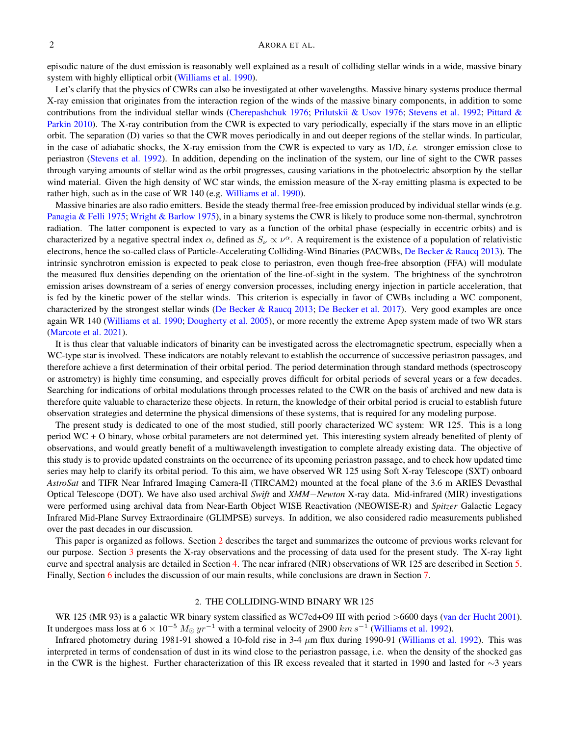episodic nature of the dust emission is reasonably well explained as a result of colliding stellar winds in a wide, massive binary system with highly elliptical orbit (Williams et al. 1990).

Let's clarify that the physics of CWRs can also be investigated at other wavelengths. Massive binary systems produce thermal X-ray emission that originates from the interaction region of the winds of the massive binary components, in addition to some contributions from the individual stellar winds (Cherepashchuk 1976; Prilutskii & Usov 1976; Stevens et al. 1992; Pittard & Parkin 2010). The X-ray contribution from the CWR is expected to vary periodically, especially if the stars move in an elliptic orbit. The separation (D) varies so that the CWR moves periodically in and out deeper regions of the stellar winds. In particular, in the case of adiabatic shocks, the X-ray emission from the CWR is expected to vary as 1/D, *i.e.* stronger emission close to periastron (Stevens et al. 1992). In addition, depending on the inclination of the system, our line of sight to the CWR passes through varying amounts of stellar wind as the orbit progresses, causing variations in the photoelectric absorption by the stellar wind material. Given the high density of WC star winds, the emission measure of the X-ray emitting plasma is expected to be rather high, such as in the case of WR 140 (e.g. Williams et al. 1990).

Massive binaries are also radio emitters. Beside the steady thermal free-free emission produced by individual stellar winds (e.g. Panagia & Felli 1975; Wright & Barlow 1975), in a binary systems the CWR is likely to produce some non-thermal, synchrotron radiation. The latter component is expected to vary as a function of the orbital phase (especially in eccentric orbits) and is characterized by a negative spectral index $\alpha$, defined as $S_\nu \propto \nu^\alpha$. A requirement is the existence of a population of relativistic electrons, hence the so-called class of Particle-Accelerating Colliding-Wind Binaries (PACWBs, De Becker & Raucq 2013). The intrinsic synchrotron emission is expected to peak close to periastron, even though free-free absorption (FFA) will modulate the measured flux densities depending on the orientation of the line-of-sight in the system. The brightness of the synchrotron emission arises downstream of a series of energy conversion processes, including energy injection in particle acceleration, that is fed by the kinetic power of the stellar winds. This criterion is especially in favor of CWBs including a WC component, characterized by the strongest stellar winds (De Becker & Raucq 2013; De Becker et al. 2017). Very good examples are once again WR 140 (Williams et al. 1990; Dougherty et al. 2005), or more recently the extreme Apep system made of two WR stars (Marcote et al. 2021).

It is thus clear that valuable indicators of binarity can be investigated across the electromagnetic spectrum, especially when a WC-type star is involved. These indicators are notably relevant to establish the occurrence of successive periastron passages, and therefore achieve a first determination of their orbital period. The period determination through standard methods (spectroscopy or astrometry) is highly time consuming, and especially proves difficult for orbital periods of several years or a few decades. Searching for indications of orbital modulations through processes related to the CWR on the basis of archived and new data is therefore quite valuable to characterize these objects. In return, the knowledge of their orbital period is crucial to establish future observation strategies and determine the physical dimensions of these systems, that is required for any modeling purpose.

The present study is dedicated to one of the most studied, still poorly characterized WC system: WR 125. This is a long period WC + O binary, whose orbital parameters are not determined yet. This interesting system already benefited of plenty of observations, and would greatly benefit of a multiwavelength investigation to complete already existing data. The objective of this study is to provide updated constraints on the occurrence of its upcoming periastron passage, and to check how updated time series may help to clarify its orbital period. To this aim, we have observed WR 125 using Soft X-ray Telescope (SXT) onboard *AstroSat* and TIFR Near Infrared Imaging Camera-II (TIRCAM2) mounted at the focal plane of the 3.6 m ARIES Devasthal Optical Telescope (DOT). We have also used archival *Swift* and *XMM−Newton* X-ray data. Mid-infrared (MIR) investigations were performed using archival data from Near-Earth Object WISE Reactivation (NEOWISE-R) and *Spitzer* Galactic Legacy Infrared Mid-Plane Survey Extraordinaire (GLIMPSE) surveys. In addition, we also considered radio measurements published over the past decades in our discussion.

This paper is organized as follows. Section 2 describes the target and summarizes the outcome of previous works relevant for our purpose. Section 3 presents the X-ray observations and the processing of data used for the present study. The X-ray light curve and spectral analysis are detailed in Section 4. The near infrared (NIR) observations of WR 125 are described in Section 5. Finally, Section 6 includes the discussion of our main results, while conclusions are drawn in Section 7.

## 2. THE COLLIDING-WIND BINARY WR 125

WR 125 (MR 93) is a galactic WR binary system classified as WC7ed+O9 III with period >6600 days (van der Hucht 2001). It undergoes mass loss at $6 \times 10^{-5}\ M_\odot\, yr^{-1}$ with a terminal velocity of 2900 $km\ s^{-1}$ (Williams et al. 1992).

Infrared photometry during 1981-91 showed a 10-fold rise in 3-4 $\mu$m flux during 1990-91 (Williams et al. 1992). This was interpreted in terms of condensation of dust in its wind close to the periastron passage, i.e. when the density of the shocked gas in the CWR is the highest. Further characterization of this IR excess revealed that it started in 1990 and lasted for ∼3 years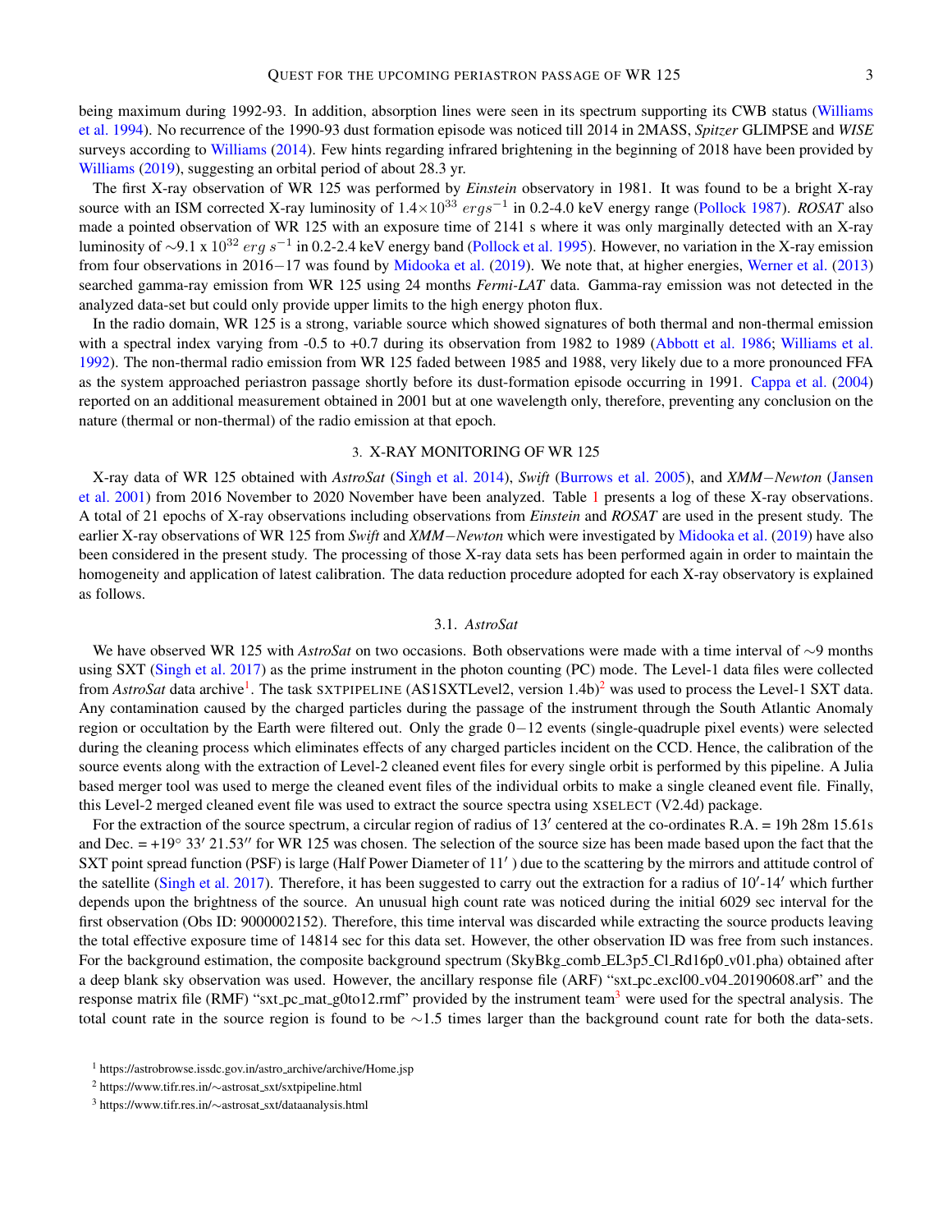being maximum during 1992-93. In addition, absorption lines were seen in its spectrum supporting its CWB status (Williams et al. 1994). No recurrence of the 1990-93 dust formation episode was noticed till 2014 in 2MASS, *Spitzer* GLIMPSE and *WISE* surveys according to Williams (2014). Few hints regarding infrared brightening in the beginning of 2018 have been provided by Williams (2019), suggesting an orbital period of about 28.3 yr.

The first X-ray observation of WR 125 was performed by *Einstein* observatory in 1981. It was found to be a bright X-ray source with an ISM corrected X-ray luminosity of $1.4{\times}10^{33}\ ergs^{-1}$ in 0.2-4.0 keV energy range (Pollock 1987). *ROSAT* also made a pointed observation of WR 125 with an exposure time of 2141 s where it was only marginally detected with an X-ray luminosity of $\sim$9.1 x $10^{32}\ erg\ s^{-1}$ in 0.2-2.4 keV energy band (Pollock et al. 1995). However, no variation in the X-ray emission from four observations in 2016−17 was found by Midooka et al. (2019). We note that, at higher energies, Werner et al. (2013) searched gamma-ray emission from WR 125 using 24 months *Fermi-LAT* data. Gamma-ray emission was not detected in the analyzed data-set but could only provide upper limits to the high energy photon flux.

In the radio domain, WR 125 is a strong, variable source which showed signatures of both thermal and non-thermal emission with a spectral index varying from -0.5 to +0.7 during its observation from 1982 to 1989 (Abbott et al. 1986; Williams et al. 1992). The non-thermal radio emission from WR 125 faded between 1985 and 1988, very likely due to a more pronounced FFA as the system approached periastron passage shortly before its dust-formation episode occurring in 1991. Cappa et al. (2004) reported on an additional measurement obtained in 2001 but at one wavelength only, therefore, preventing any conclusion on the nature (thermal or non-thermal) of the radio emission at that epoch.

## 3. X-RAY MONITORING OF WR 125

X-ray data of WR 125 obtained with *AstroSat* (Singh et al. 2014), *Swift* (Burrows et al. 2005), and *XMM−Newton* (Jansen et al. 2001) from 2016 November to 2020 November have been analyzed. Table 1 presents a log of these X-ray observations. A total of 21 epochs of X-ray observations including observations from *Einstein* and *ROSAT* are used in the present study. The earlier X-ray observations of WR 125 from *Swift* and *XMM−Newton* which were investigated by Midooka et al. (2019) have also been considered in the present study. The processing of those X-ray data sets has been performed again in order to maintain the homogeneity and application of latest calibration. The data reduction procedure adopted for each X-ray observatory is explained as follows.

### 3.1. *AstroSat*

We have observed WR 125 with *AstroSat* on two occasions. Both observations were made with a time interval of $\sim$9 months using SXT (Singh et al. 2017) as the prime instrument in the photon counting (PC) mode. The Level-1 data files were collected from *AstroSat* data archive[1]. The task SXTPIPELINE (AS1SXTLevel2, version 1.4b)[2] was used to process the Level-1 SXT data. Any contamination caused by the charged particles during the passage of the instrument through the South Atlantic Anomaly region or occultation by the Earth were filtered out. Only the grade 0−12 events (single-quadruple pixel events) were selected during the cleaning process which eliminates effects of any charged particles incident on the CCD. Hence, the calibration of the source events along with the extraction of Level-2 cleaned event files for every single orbit is performed by this pipeline. A Julia based merger tool was used to merge the cleaned event files of the individual orbits to make a single cleaned event file. Finally, this Level-2 merged cleaned event file was used to extract the source spectra using XSELECT (V2.4d) package.

For the extraction of the source spectrum, a circular region of radius of 13′ centered at the co-ordinates R.A. = 19h 28m 15.61s and Dec. = +19° 33′ 21.53″ for WR 125 was chosen. The selection of the source size has been made based upon the fact that the SXT point spread function (PSF) is large (Half Power Diameter of 11′ ) due to the scattering by the mirrors and attitude control of the satellite (Singh et al. 2017). Therefore, it has been suggested to carry out the extraction for a radius of 10′-14′ which further depends upon the brightness of the source. An unusual high count rate was noticed during the initial 6029 sec interval for the first observation (Obs ID: 9000002152). Therefore, this time interval was discarded while extracting the source products leaving the total effective exposure time of 14814 sec for this data set. However, the other observation ID was free from such instances. For the background estimation, the composite background spectrum (SkyBkg_comb_EL3p5_Cl_Rd16p0_v01.pha) obtained after a deep blank sky observation was used. However, the ancillary response file (ARF) "sxt_pc_excl00_v04_20190608.arf" and the response matrix file (RMF) "sxt_pc_mat_g0to12.rmf" provided by the instrument team[3] were used for the spectral analysis. The total count rate in the source region is found to be $\sim$1.5 times larger than the background count rate for both the data-sets.

[1] https://astrobrowse.issdc.gov.in/astro_archive/archive/Home.jsp

[2] https://www.tifr.res.in/∼astrosat_sxt/sxtpipeline.html

[3] https://www.tifr.res.in/∼astrosat_sxt/dataanalysis.html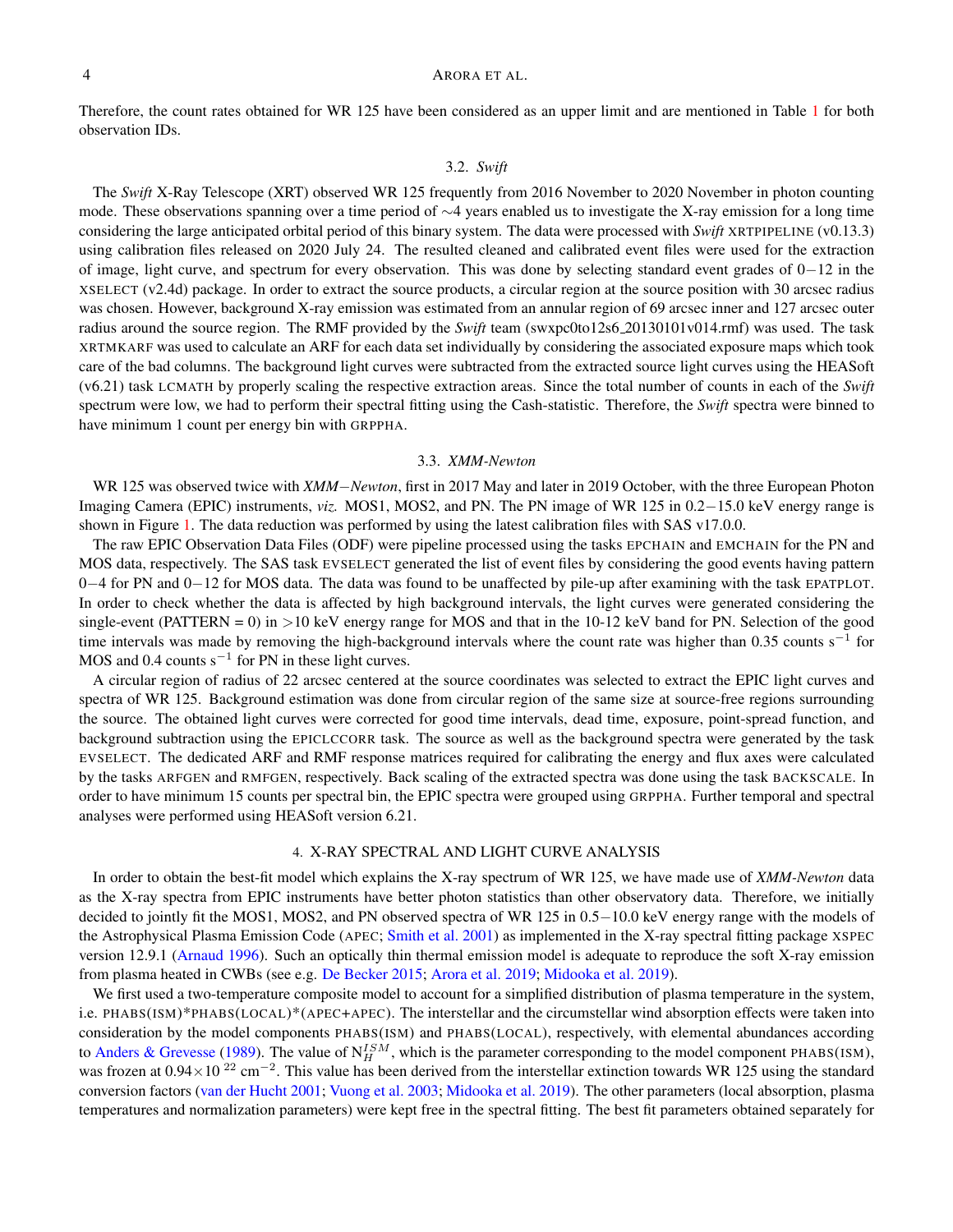Therefore, the count rates obtained for WR 125 have been considered as an upper limit and are mentioned in Table 1 for both observation IDs.

### 3.2. *Swift*

The *Swift* X-Ray Telescope (XRT) observed WR 125 frequently from 2016 November to 2020 November in photon counting mode. These observations spanning over a time period of $\sim$4 years enabled us to investigate the X-ray emission for a long time considering the large anticipated orbital period of this binary system. The data were processed with *Swift* XRTPIPELINE (v0.13.3) using calibration files released on 2020 July 24. The resulted cleaned and calibrated event files were used for the extraction of image, light curve, and spectrum for every observation. This was done by selecting standard event grades of $0-12$ in the XSELECT (v2.4d) package. In order to extract the source products, a circular region at the source position with 30 arcsec radius was chosen. However, background X-ray emission was estimated from an annular region of 69 arcsec inner and 127 arcsec outer radius around the source region. The RMF provided by the *Swift* team (swxpc0to12s6_20130101v014.rmf) was used. The task XRTMKARF was used to calculate an ARF for each data set individually by considering the associated exposure maps which took care of the bad columns. The background light curves were subtracted from the extracted source light curves using the HEASoft (v6.21) task LCMATH by properly scaling the respective extraction areas. Since the total number of counts in each of the *Swift* spectrum were low, we had to perform their spectral fitting using the Cash-statistic. Therefore, the *Swift* spectra were binned to have minimum 1 count per energy bin with GRPPHA.

### 3.3. *XMM-Newton*

WR 125 was observed twice with *XMM−Newton*, first in 2017 May and later in 2019 October, with the three European Photon Imaging Camera (EPIC) instruments, *viz.* MOS1, MOS2, and PN. The PN image of WR 125 in $0.2-15.0$ keV energy range is shown in Figure 1. The data reduction was performed by using the latest calibration files with SAS v17.0.0.

The raw EPIC Observation Data Files (ODF) were pipeline processed using the tasks EPCHAIN and EMCHAIN for the PN and MOS data, respectively. The SAS task EVSELECT generated the list of event files by considering the good events having pattern $0-4$ for PN and $0-12$ for MOS data. The data was found to be unaffected by pile-up after examining with the task EPATPLOT. In order to check whether the data is affected by high background intervals, the light curves were generated considering the single-event (PATTERN = 0) in $>$10 keV energy range for MOS and that in the 10-12 keV band for PN. Selection of the good time intervals was made by removing the high-background intervals where the count rate was higher than 0.35 counts $\mathrm{s}^{-1}$ for MOS and 0.4 counts $\mathrm{s}^{-1}$ for PN in these light curves.

A circular region of radius of 22 arcsec centered at the source coordinates was selected to extract the EPIC light curves and spectra of WR 125. Background estimation was done from circular region of the same size at source-free regions surrounding the source. The obtained light curves were corrected for good time intervals, dead time, exposure, point-spread function, and background subtraction using the EPICLCCORR task. The source as well as the background spectra were generated by the task EVSELECT. The dedicated ARF and RMF response matrices required for calibrating the energy and flux axes were calculated by the tasks ARFGEN and RMFGEN, respectively. Back scaling of the extracted spectra was done using the task BACKSCALE. In order to have minimum 15 counts per spectral bin, the EPIC spectra were grouped using GRPPHA. Further temporal and spectral analyses were performed using HEASoft version 6.21.

## 4. X-RAY SPECTRAL AND LIGHT CURVE ANALYSIS

In order to obtain the best-fit model which explains the X-ray spectrum of WR 125, we have made use of *XMM-Newton* data as the X-ray spectra from EPIC instruments have better photon statistics than other observatory data. Therefore, we initially decided to jointly fit the MOS1, MOS2, and PN observed spectra of WR 125 in $0.5-10.0$ keV energy range with the models of the Astrophysical Plasma Emission Code (APEC; Smith et al. 2001) as implemented in the X-ray spectral fitting package XSPEC version 12.9.1 (Arnaud 1996). Such an optically thin thermal emission model is adequate to reproduce the soft X-ray emission from plasma heated in CWBs (see e.g. De Becker 2015; Arora et al. 2019; Midooka et al. 2019).

We first used a two-temperature composite model to account for a simplified distribution of plasma temperature in the system, i.e. PHABS(ISM)*PHABS(LOCAL)*(APEC+APEC). The interstellar and the circumstellar wind absorption effects were taken into consideration by the model components PHABS(ISM) and PHABS(LOCAL), respectively, with elemental abundances according to Anders & Grevesse (1989). The value of $\mathrm{N}_H^{ISM}$, which is the parameter corresponding to the model component PHABS(ISM), was frozen at $0.94\times10^{22}$ $\mathrm{cm}^{-2}$. This value has been derived from the interstellar extinction towards WR 125 using the standard conversion factors (van der Hucht 2001; Vuong et al. 2003; Midooka et al. 2019). The other parameters (local absorption, plasma temperatures and normalization parameters) were kept free in the spectral fitting. The best fit parameters obtained separately for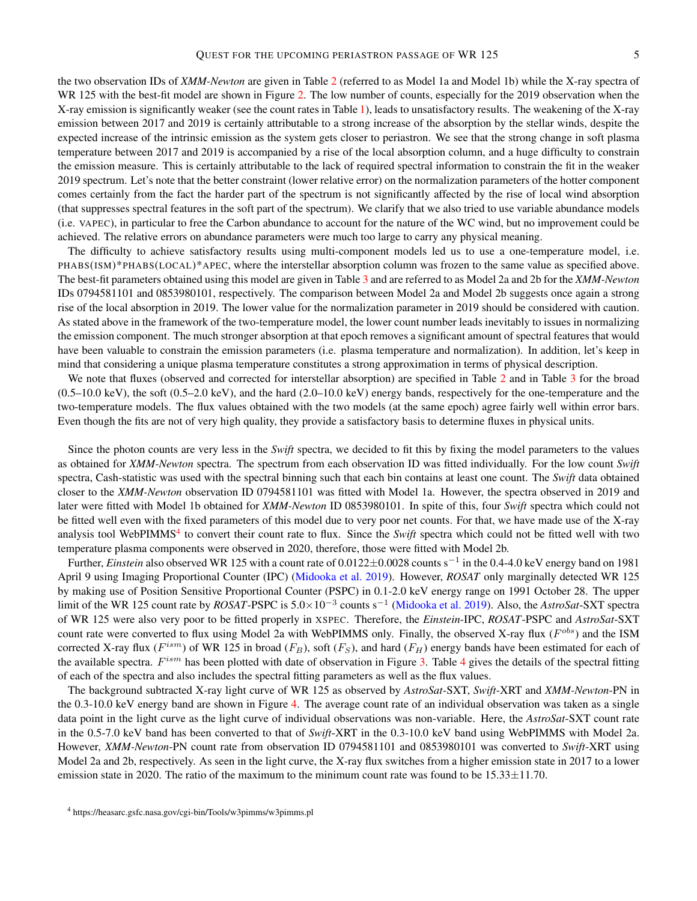the two observation IDs of *XMM-Newton* are given in Table 2 (referred to as Model 1a and Model 1b) while the X-ray spectra of WR 125 with the best-fit model are shown in Figure 2. The low number of counts, especially for the 2019 observation when the X-ray emission is significantly weaker (see the count rates in Table 1), leads to unsatisfactory results. The weakening of the X-ray emission between 2017 and 2019 is certainly attributable to a strong increase of the absorption by the stellar winds, despite the expected increase of the intrinsic emission as the system gets closer to periastron. We see that the strong change in soft plasma temperature between 2017 and 2019 is accompanied by a rise of the local absorption column, and a huge difficulty to constrain the emission measure. This is certainly attributable to the lack of required spectral information to constrain the fit in the weaker 2019 spectrum. Let's note that the better constraint (lower relative error) on the normalization parameters of the hotter component comes certainly from the fact the harder part of the spectrum is not significantly affected by the rise of local wind absorption (that suppresses spectral features in the soft part of the spectrum). We clarify that we also tried to use variable abundance models (i.e. VAPEC), in particular to free the Carbon abundance to account for the nature of the WC wind, but no improvement could be achieved. The relative errors on abundance parameters were much too large to carry any physical meaning.

The difficulty to achieve satisfactory results using multi-component models led us to use a one-temperature model, i.e. PHABS(ISM)*PHABS(LOCAL)*APEC, where the interstellar absorption column was frozen to the same value as specified above. The best-fit parameters obtained using this model are given in Table 3 and are referred to as Model 2a and 2b for the *XMM-Newton* IDs 0794581101 and 0853980101, respectively. The comparison between Model 2a and Model 2b suggests once again a strong rise of the local absorption in 2019. The lower value for the normalization parameter in 2019 should be considered with caution. As stated above in the framework of the two-temperature model, the lower count number leads inevitably to issues in normalizing the emission component. The much stronger absorption at that epoch removes a significant amount of spectral features that would have been valuable to constrain the emission parameters (i.e. plasma temperature and normalization). In addition, let's keep in mind that considering a unique plasma temperature constitutes a strong approximation in terms of physical description.

We note that fluxes (observed and corrected for interstellar absorption) are specified in Table 2 and in Table 3 for the broad (0.5–10.0 keV), the soft (0.5–2.0 keV), and the hard (2.0–10.0 keV) energy bands, respectively for the one-temperature and the two-temperature models. The flux values obtained with the two models (at the same epoch) agree fairly well within error bars. Even though the fits are not of very high quality, they provide a satisfactory basis to determine fluxes in physical units.

Since the photon counts are very less in the *Swift* spectra, we decided to fit this by fixing the model parameters to the values as obtained for *XMM-Newton* spectra. The spectrum from each observation ID was fitted individually. For the low count *Swift* spectra, Cash-statistic was used with the spectral binning such that each bin contains at least one count. The *Swift* data obtained closer to the *XMM-Newton* observation ID 0794581101 was fitted with Model 1a. However, the spectra observed in 2019 and later were fitted with Model 1b obtained for *XMM-Newton* ID 0853980101. In spite of this, four *Swift* spectra which could not be fitted well even with the fixed parameters of this model due to very poor net counts. For that, we have made use of the X-ray analysis tool WebPIMMS[4] to convert their count rate to flux. Since the *Swift* spectra which could not be fitted well with two temperature plasma components were observed in 2020, therefore, those were fitted with Model 2b.

Further, *Einstein* also observed WR 125 with a count rate of 0.0122±0.0028 counts $s^{-1}$ in the 0.4-4.0 keV energy band on 1981 April 9 using Imaging Proportional Counter (IPC) (Midooka et al. 2019). However, *ROSAT* only marginally detected WR 125 by making use of Position Sensitive Proportional Counter (PSPC) in 0.1-2.0 keV energy range on 1991 October 28. The upper limit of the WR 125 count rate by *ROSAT*-PSPC is $5.0\times10^{-3}$ counts $s^{-1}$ (Midooka et al. 2019). Also, the *AstroSat*-SXT spectra of WR 125 were also very poor to be fitted properly in XSPEC. Therefore, the *Einstein*-IPC, *ROSAT*-PSPC and *AstroSat*-SXT count rate were converted to flux using Model 2a with WebPIMMS only. Finally, the observed X-ray flux ($F^{obs}$) and the ISM corrected X-ray flux ($F^{ism}$) of WR 125 in broad ($F_B$), soft ($F_S$), and hard ($F_H$) energy bands have been estimated for each of the available spectra. $F^{ism}$ has been plotted with date of observation in Figure 3. Table 4 gives the details of the spectral fitting of each of the spectra and also includes the spectral fitting parameters as well as the flux values.

The background subtracted X-ray light curve of WR 125 as observed by *AstroSat*-SXT, *Swift*-XRT and *XMM-Newton*-PN in the 0.3-10.0 keV energy band are shown in Figure 4. The average count rate of an individual observation was taken as a single data point in the light curve as the light curve of individual observations was non-variable. Here, the *AstroSat*-SXT count rate in the 0.5-7.0 keV band has been converted to that of *Swift*-XRT in the 0.3-10.0 keV band using WebPIMMS with Model 2a. However, *XMM-Newton*-PN count rate from observation ID 0794581101 and 0853980101 was converted to *Swift*-XRT using Model 2a and 2b, respectively. As seen in the light curve, the X-ray flux switches from a higher emission state in 2017 to a lower emission state in 2020. The ratio of the maximum to the minimum count rate was found to be 15.33±11.70.

[4] https://heasarc.gsfc.nasa.gov/cgi-bin/Tools/w3pimms/w3pimms.pl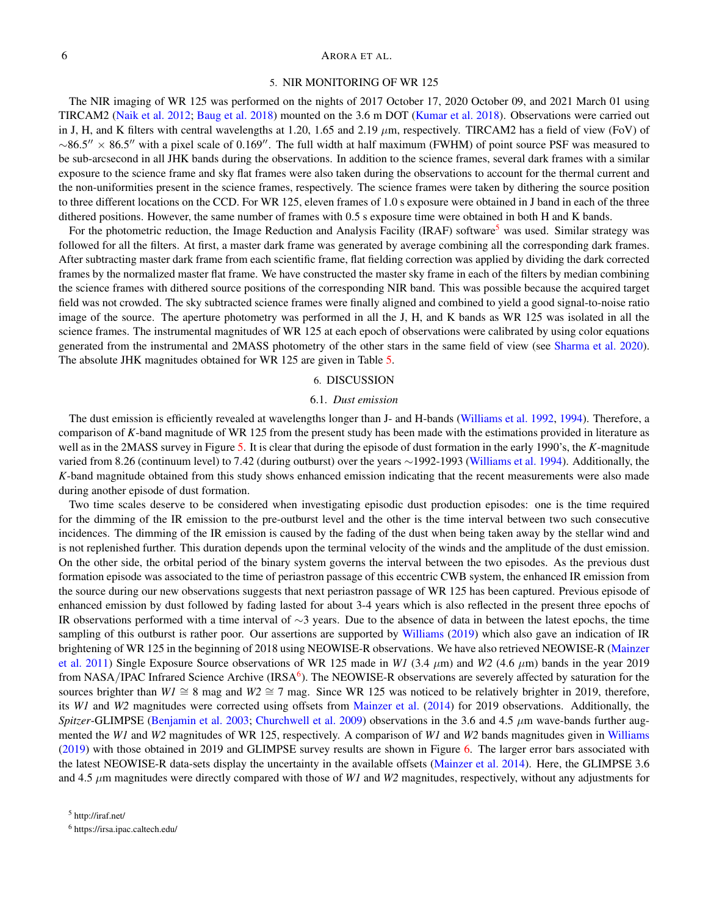## 5. NIR MONITORING OF WR 125

The NIR imaging of WR 125 was performed on the nights of 2017 October 17, 2020 October 09, and 2021 March 01 using TIRCAM2 (Naik et al. 2012; Baug et al. 2018) mounted on the 3.6 m DOT (Kumar et al. 2018). Observations were carried out in J, H, and K filters with central wavelengths at 1.20, 1.65 and 2.19 $\mu$m, respectively. TIRCAM2 has a field of view (FoV) of $\sim$86.5″ × 86.5″ with a pixel scale of 0.169″. The full width at half maximum (FWHM) of point source PSF was measured to be sub-arcsecond in all JHK bands during the observations. In addition to the science frames, several dark frames with a similar exposure to the science frame and sky flat frames were also taken during the observations to account for the thermal current and the non-uniformities present in the science frames, respectively. The science frames were taken by dithering the source position to three different locations on the CCD. For WR 125, eleven frames of 1.0 s exposure were obtained in J band in each of the three dithered positions. However, the same number of frames with 0.5 s exposure time were obtained in both H and K bands.

For the photometric reduction, the Image Reduction and Analysis Facility (IRAF) software[5] was used. Similar strategy was followed for all the filters. At first, a master dark frame was generated by average combining all the corresponding dark frames. After subtracting master dark frame from each scientific frame, flat fielding correction was applied by dividing the dark corrected frames by the normalized master flat frame. We have constructed the master sky frame in each of the filters by median combining the science frames with dithered source positions of the corresponding NIR band. This was possible because the acquired target field was not crowded. The sky subtracted science frames were finally aligned and combined to yield a good signal-to-noise ratio image of the source. The aperture photometry was performed in all the J, H, and K bands as WR 125 was isolated in all the science frames. The instrumental magnitudes of WR 125 at each epoch of observations were calibrated by using color equations generated from the instrumental and 2MASS photometry of the other stars in the same field of view (see Sharma et al. 2020). The absolute JHK magnitudes obtained for WR 125 are given in Table 5.

## 6. DISCUSSION

### 6.1. *Dust emission*

The dust emission is efficiently revealed at wavelengths longer than J- and H-bands (Williams et al. 1992, 1994). Therefore, a comparison of *K*-band magnitude of WR 125 from the present study has been made with the estimations provided in literature as well as in the 2MASS survey in Figure 5. It is clear that during the episode of dust formation in the early 1990's, the *K*-magnitude varied from 8.26 (continuum level) to 7.42 (during outburst) over the years $\sim$1992-1993 (Williams et al. 1994). Additionally, the *K*-band magnitude obtained from this study shows enhanced emission indicating that the recent measurements were also made during another episode of dust formation.

Two time scales deserve to be considered when investigating episodic dust production episodes: one is the time required for the dimming of the IR emission to the pre-outburst level and the other is the time interval between two such consecutive incidences. The dimming of the IR emission is caused by the fading of the dust when being taken away by the stellar wind and is not replenished further. This duration depends upon the terminal velocity of the winds and the amplitude of the dust emission. On the other side, the orbital period of the binary system governs the interval between the two episodes. As the previous dust formation episode was associated to the time of periastron passage of this eccentric CWB system, the enhanced IR emission from the source during our new observations suggests that next periastron passage of WR 125 has been captured. Previous episode of enhanced emission by dust followed by fading lasted for about 3-4 years which is also reflected in the present three epochs of IR observations performed with a time interval of $\sim$3 years. Due to the absence of data in between the latest epochs, the time sampling of this outburst is rather poor. Our assertions are supported by Williams (2019) which also gave an indication of IR brightening of WR 125 in the beginning of 2018 using NEOWISE-R observations. We have also retrieved NEOWISE-R (Mainzer et al. 2011) Single Exposure Source observations of WR 125 made in *W1* (3.4 $\mu$m) and *W2* (4.6 $\mu$m) bands in the year 2019 from NASA/IPAC Infrared Science Archive (IRSA[6]). The NEOWISE-R observations are severely affected by saturation for the sources brighter than *W1* $\cong$ 8 mag and *W2* $\cong$ 7 mag. Since WR 125 was noticed to be relatively brighter in 2019, therefore, its *W1* and *W2* magnitudes were corrected using offsets from Mainzer et al. (2014) for 2019 observations. Additionally, the *Spitzer*-GLIMPSE (Benjamin et al. 2003; Churchwell et al. 2009) observations in the 3.6 and 4.5 $\mu$m wave-bands further augmented the *W1* and *W2* magnitudes of WR 125, respectively. A comparison of *W1* and *W2* bands magnitudes given in Williams (2019) with those obtained in 2019 and GLIMPSE survey results are shown in Figure 6. The larger error bars associated with the latest NEOWISE-R data-sets display the uncertainty in the available offsets (Mainzer et al. 2014). Here, the GLIMPSE 3.6 and 4.5 $\mu$m magnitudes were directly compared with those of *W1* and *W2* magnitudes, respectively, without any adjustments for

[5] http://iraf.net/

[6] https://irsa.ipac.caltech.edu/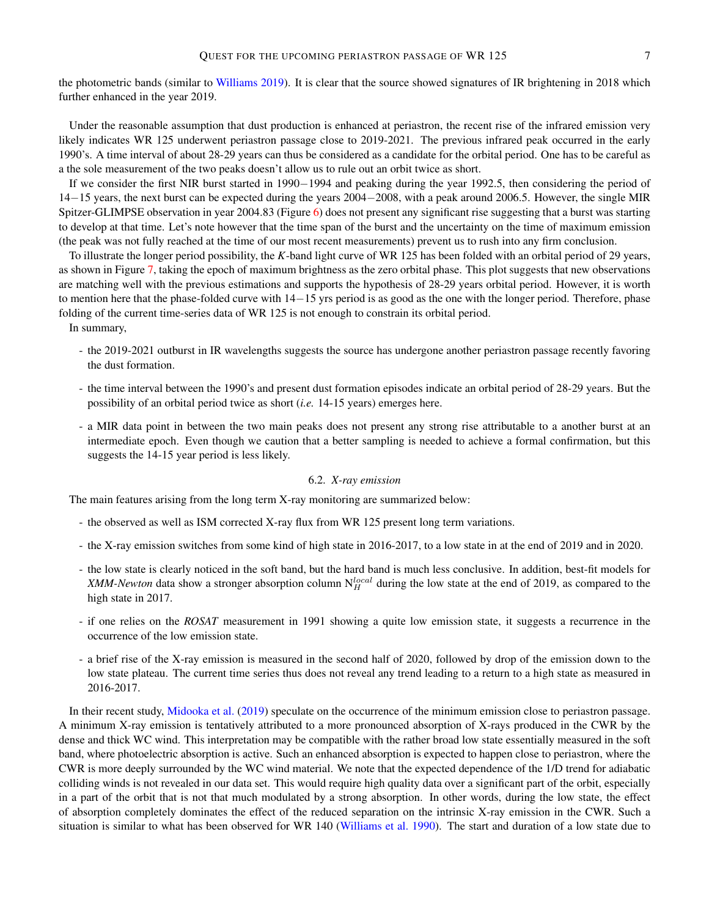the photometric bands (similar to Williams 2019). It is clear that the source showed signatures of IR brightening in 2018 which further enhanced in the year 2019.

Under the reasonable assumption that dust production is enhanced at periastron, the recent rise of the infrared emission very likely indicates WR 125 underwent periastron passage close to 2019-2021. The previous infrared peak occurred in the early 1990's. A time interval of about 28-29 years can thus be considered as a candidate for the orbital period. One has to be careful as a the sole measurement of the two peaks doesn't allow us to rule out an orbit twice as short.

If we consider the first NIR burst started in 1990−1994 and peaking during the year 1992.5, then considering the period of 14−15 years, the next burst can be expected during the years 2004−2008, with a peak around 2006.5. However, the single MIR Spitzer-GLIMPSE observation in year 2004.83 (Figure 6) does not present any significant rise suggesting that a burst was starting to develop at that time. Let's note however that the time span of the burst and the uncertainty on the time of maximum emission (the peak was not fully reached at the time of our most recent measurements) prevent us to rush into any firm conclusion.

To illustrate the longer period possibility, the $K$-band light curve of WR 125 has been folded with an orbital period of 29 years, as shown in Figure 7, taking the epoch of maximum brightness as the zero orbital phase. This plot suggests that new observations are matching well with the previous estimations and supports the hypothesis of 28-29 years orbital period. However, it is worth to mention here that the phase-folded curve with 14−15 yrs period is as good as the one with the longer period. Therefore, phase folding of the current time-series data of WR 125 is not enough to constrain its orbital period.

In summary,

- the 2019-2021 outburst in IR wavelengths suggests the source has undergone another periastron passage recently favoring the dust formation.
- the time interval between the 1990's and present dust formation episodes indicate an orbital period of 28-29 years. But the possibility of an orbital period twice as short (*i.e.* 14-15 years) emerges here.
- a MIR data point in between the two main peaks does not present any strong rise attributable to a another burst at an intermediate epoch. Even though we caution that a better sampling is needed to achieve a formal confirmation, but this suggests the 14-15 year period is less likely.

### 6.2. *X-ray emission*

The main features arising from the long term X-ray monitoring are summarized below:

- the observed as well as ISM corrected X-ray flux from WR 125 present long term variations.
- the X-ray emission switches from some kind of high state in 2016-2017, to a low state in at the end of 2019 and in 2020.
- the low state is clearly noticed in the soft band, but the hard band is much less conclusive. In addition, best-fit models for *XMM-Newton* data show a stronger absorption column $N_H^{local}$ during the low state at the end of 2019, as compared to the high state in 2017.
- if one relies on the *ROSAT* measurement in 1991 showing a quite low emission state, it suggests a recurrence in the occurrence of the low emission state.
- a brief rise of the X-ray emission is measured in the second half of 2020, followed by drop of the emission down to the low state plateau. The current time series thus does not reveal any trend leading to a return to a high state as measured in 2016-2017.

In their recent study, Midooka et al. (2019) speculate on the occurrence of the minimum emission close to periastron passage. A minimum X-ray emission is tentatively attributed to a more pronounced absorption of X-rays produced in the CWR by the dense and thick WC wind. This interpretation may be compatible with the rather broad low state essentially measured in the soft band, where photoelectric absorption is active. Such an enhanced absorption is expected to happen close to periastron, where the CWR is more deeply surrounded by the WC wind material. We note that the expected dependence of the 1/D trend for adiabatic colliding winds is not revealed in our data set. This would require high quality data over a significant part of the orbit, especially in a part of the orbit that is not that much modulated by a strong absorption. In other words, during the low state, the effect of absorption completely dominates the effect of the reduced separation on the intrinsic X-ray emission in the CWR. Such a situation is similar to what has been observed for WR 140 (Williams et al. 1990). The start and duration of a low state due to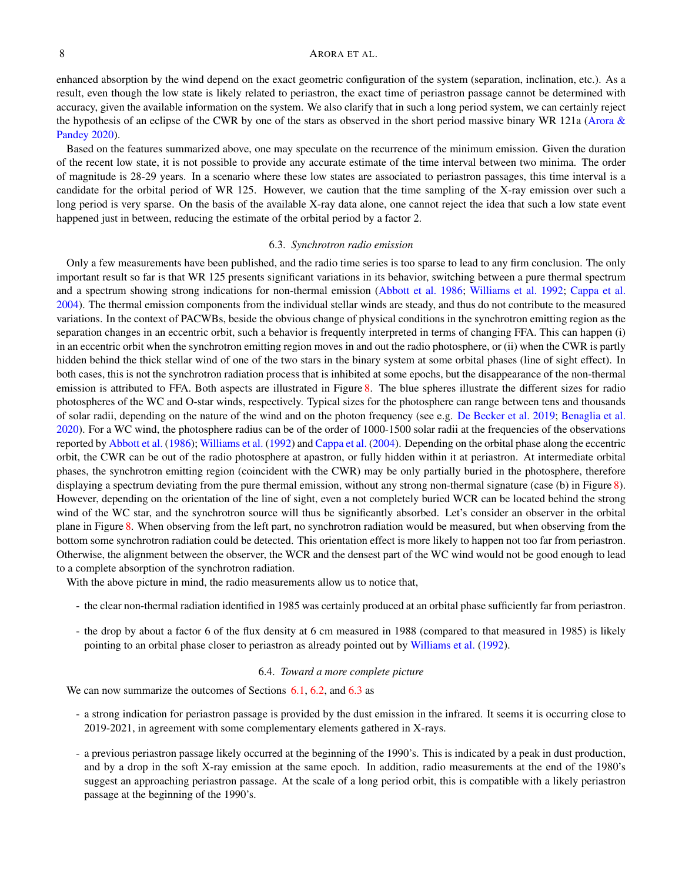enhanced absorption by the wind depend on the exact geometric configuration of the system (separation, inclination, etc.). As a result, even though the low state is likely related to periastron, the exact time of periastron passage cannot be determined with accuracy, given the available information on the system. We also clarify that in such a long period system, we can certainly reject the hypothesis of an eclipse of the CWR by one of the stars as observed in the short period massive binary WR 121a (Arora & Pandey 2020).

Based on the features summarized above, one may speculate on the recurrence of the minimum emission. Given the duration of the recent low state, it is not possible to provide any accurate estimate of the time interval between two minima. The order of magnitude is 28-29 years. In a scenario where these low states are associated to periastron passages, this time interval is a candidate for the orbital period of WR 125. However, we caution that the time sampling of the X-ray emission over such a long period is very sparse. On the basis of the available X-ray data alone, one cannot reject the idea that such a low state event happened just in between, reducing the estimate of the orbital period by a factor 2.

### 6.3. *Synchrotron radio emission*

Only a few measurements have been published, and the radio time series is too sparse to lead to any firm conclusion. The only important result so far is that WR 125 presents significant variations in its behavior, switching between a pure thermal spectrum and a spectrum showing strong indications for non-thermal emission (Abbott et al. 1986; Williams et al. 1992; Cappa et al. 2004). The thermal emission components from the individual stellar winds are steady, and thus do not contribute to the measured variations. In the context of PACWBs, beside the obvious change of physical conditions in the synchrotron emitting region as the separation changes in an eccentric orbit, such a behavior is frequently interpreted in terms of changing FFA. This can happen (i) in an eccentric orbit when the synchrotron emitting region moves in and out the radio photosphere, or (ii) when the CWR is partly hidden behind the thick stellar wind of one of the two stars in the binary system at some orbital phases (line of sight effect). In both cases, this is not the synchrotron radiation process that is inhibited at some epochs, but the disappearance of the non-thermal emission is attributed to FFA. Both aspects are illustrated in Figure 8. The blue spheres illustrate the different sizes for radio photospheres of the WC and O-star winds, respectively. Typical sizes for the photosphere can range between tens and thousands of solar radii, depending on the nature of the wind and on the photon frequency (see e.g. De Becker et al. 2019; Benaglia et al. 2020). For a WC wind, the photosphere radius can be of the order of 1000-1500 solar radii at the frequencies of the observations reported by Abbott et al. (1986); Williams et al. (1992) and Cappa et al. (2004). Depending on the orbital phase along the eccentric orbit, the CWR can be out of the radio photosphere at apastron, or fully hidden within it at periastron. At intermediate orbital phases, the synchrotron emitting region (coincident with the CWR) may be only partially buried in the photosphere, therefore displaying a spectrum deviating from the pure thermal emission, without any strong non-thermal signature (case (b) in Figure 8). However, depending on the orientation of the line of sight, even a not completely buried WCR can be located behind the strong wind of the WC star, and the synchrotron source will thus be significantly absorbed. Let's consider an observer in the orbital plane in Figure 8. When observing from the left part, no synchrotron radiation would be measured, but when observing from the bottom some synchrotron radiation could be detected. This orientation effect is more likely to happen not too far from periastron. Otherwise, the alignment between the observer, the WCR and the densest part of the WC wind would not be good enough to lead to a complete absorption of the synchrotron radiation.

With the above picture in mind, the radio measurements allow us to notice that,

- the clear non-thermal radiation identified in 1985 was certainly produced at an orbital phase sufficiently far from periastron.
- the drop by about a factor 6 of the flux density at 6 cm measured in 1988 (compared to that measured in 1985) is likely pointing to an orbital phase closer to periastron as already pointed out by Williams et al. (1992).

### 6.4. *Toward a more complete picture*

We can now summarize the outcomes of Sections 6.1, 6.2, and 6.3 as

- a strong indication for periastron passage is provided by the dust emission in the infrared. It seems it is occurring close to 2019-2021, in agreement with some complementary elements gathered in X-rays.
- a previous periastron passage likely occurred at the beginning of the 1990's. This is indicated by a peak in dust production, and by a drop in the soft X-ray emission at the same epoch. In addition, radio measurements at the end of the 1980's suggest an approaching periastron passage. At the scale of a long period orbit, this is compatible with a likely periastron passage at the beginning of the 1990's.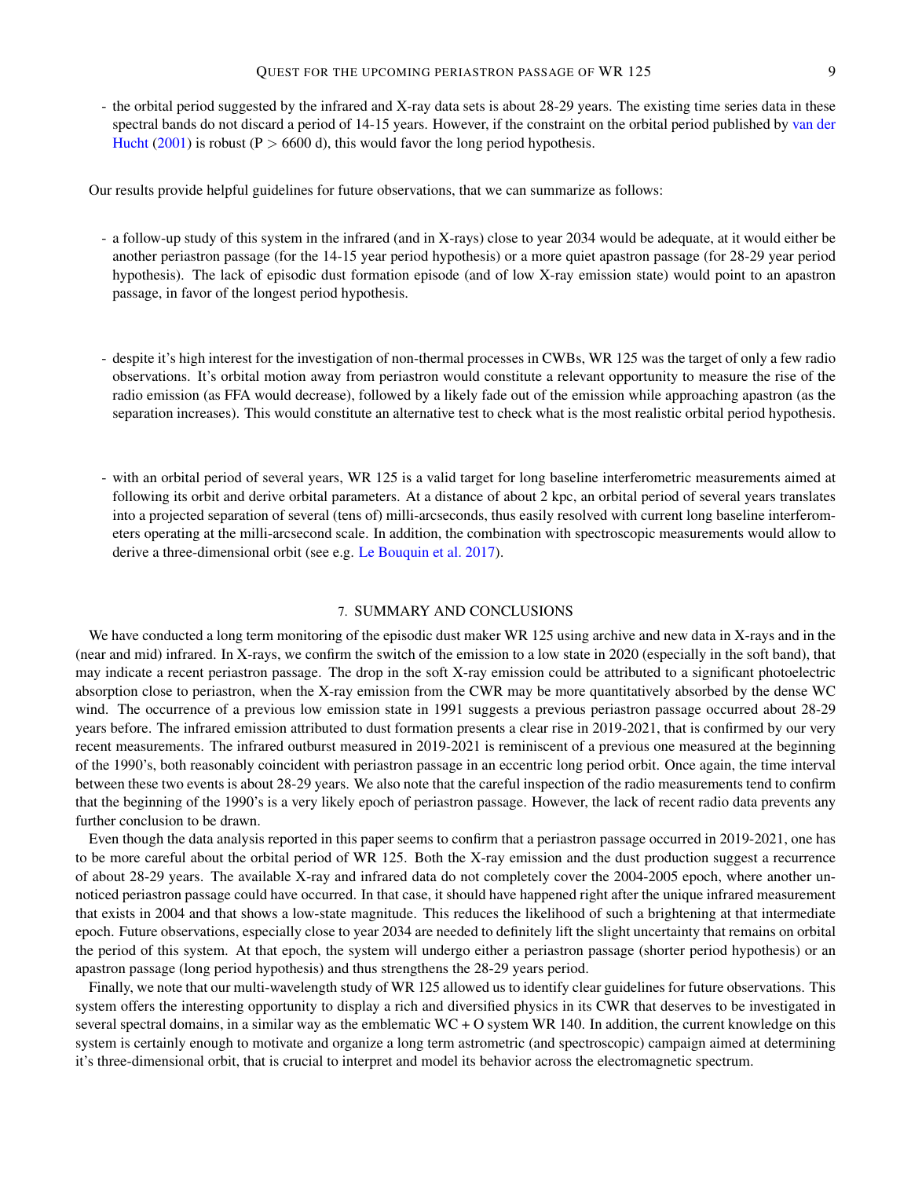- the orbital period suggested by the infrared and X-ray data sets is about 28-29 years. The existing time series data in these spectral bands do not discard a period of 14-15 years. However, if the constraint on the orbital period published by van der Hucht (2001) is robust (P > 6600 d), this would favor the long period hypothesis.

Our results provide helpful guidelines for future observations, that we can summarize as follows:

- a follow-up study of this system in the infrared (and in X-rays) close to year 2034 would be adequate, at it would either be another periastron passage (for the 14-15 year period hypothesis) or a more quiet apastron passage (for 28-29 year period hypothesis). The lack of episodic dust formation episode (and of low X-ray emission state) would point to an apastron passage, in favor of the longest period hypothesis.

- despite it's high interest for the investigation of non-thermal processes in CWBs, WR 125 was the target of only a few radio observations. It's orbital motion away from periastron would constitute a relevant opportunity to measure the rise of the radio emission (as FFA would decrease), followed by a likely fade out of the emission while approaching apastron (as the separation increases). This would constitute an alternative test to check what is the most realistic orbital period hypothesis.

- with an orbital period of several years, WR 125 is a valid target for long baseline interferometric measurements aimed at following its orbit and derive orbital parameters. At a distance of about 2 kpc, an orbital period of several years translates into a projected separation of several (tens of) milli-arcseconds, thus easily resolved with current long baseline interferometers operating at the milli-arcsecond scale. In addition, the combination with spectroscopic measurements would allow to derive a three-dimensional orbit (see e.g. Le Bouquin et al. 2017).

## 7. SUMMARY AND CONCLUSIONS

We have conducted a long term monitoring of the episodic dust maker WR 125 using archive and new data in X-rays and in the (near and mid) infrared. In X-rays, we confirm the switch of the emission to a low state in 2020 (especially in the soft band), that may indicate a recent periastron passage. The drop in the soft X-ray emission could be attributed to a significant photoelectric absorption close to periastron, when the X-ray emission from the CWR may be more quantitatively absorbed by the dense WC wind. The occurrence of a previous low emission state in 1991 suggests a previous periastron passage occurred about 28-29 years before. The infrared emission attributed to dust formation presents a clear rise in 2019-2021, that is confirmed by our very recent measurements. The infrared outburst measured in 2019-2021 is reminiscent of a previous one measured at the beginning of the 1990's, both reasonably coincident with periastron passage in an eccentric long period orbit. Once again, the time interval between these two events is about 28-29 years. We also note that the careful inspection of the radio measurements tend to confirm that the beginning of the 1990's is a very likely epoch of periastron passage. However, the lack of recent radio data prevents any further conclusion to be drawn.

Even though the data analysis reported in this paper seems to confirm that a periastron passage occurred in 2019-2021, one has to be more careful about the orbital period of WR 125. Both the X-ray emission and the dust production suggest a recurrence of about 28-29 years. The available X-ray and infrared data do not completely cover the 2004-2005 epoch, where another unnoticed periastron passage could have occurred. In that case, it should have happened right after the unique infrared measurement that exists in 2004 and that shows a low-state magnitude. This reduces the likelihood of such a brightening at that intermediate epoch. Future observations, especially close to year 2034 are needed to definitely lift the slight uncertainty that remains on orbital the period of this system. At that epoch, the system will undergo either a periastron passage (shorter period hypothesis) or an apastron passage (long period hypothesis) and thus strengthens the 28-29 years period.

Finally, we note that our multi-wavelength study of WR 125 allowed us to identify clear guidelines for future observations. This system offers the interesting opportunity to display a rich and diversified physics in its CWR that deserves to be investigated in several spectral domains, in a similar way as the emblematic WC + O system WR 140. In addition, the current knowledge on this system is certainly enough to motivate and organize a long term astrometric (and spectroscopic) campaign aimed at determining it's three-dimensional orbit, that is crucial to interpret and model its behavior across the electromagnetic spectrum.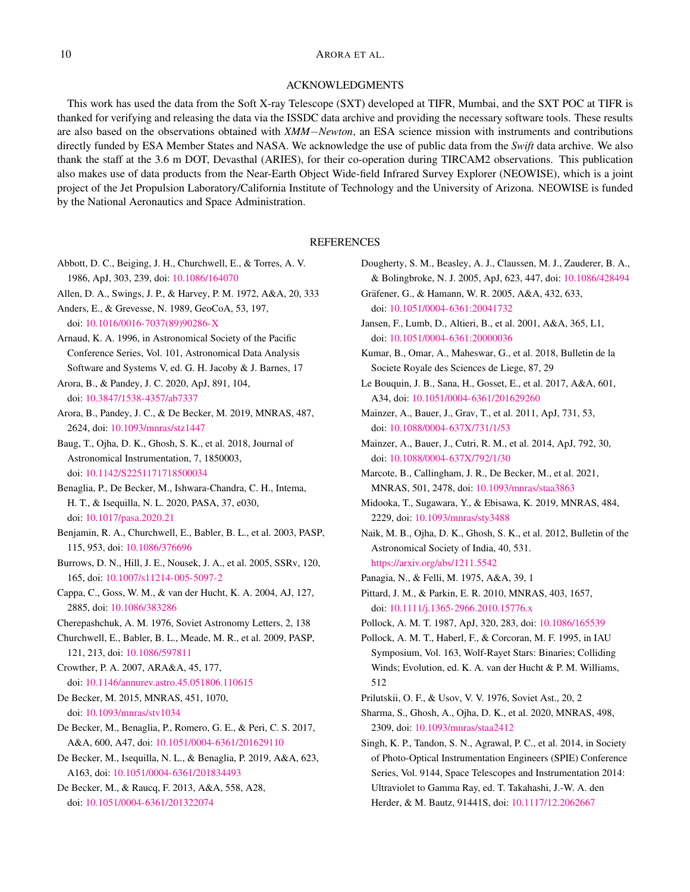## ACKNOWLEDGMENTS

This work has used the data from the Soft X-ray Telescope (SXT) developed at TIFR, Mumbai, and the SXT POC at TIFR is thanked for verifying and releasing the data via the ISSDC data archive and providing the necessary software tools. These results are also based on the observations obtained with *XMM−Newton*, an ESA science mission with instruments and contributions directly funded by ESA Member States and NASA. We acknowledge the use of public data from the *Swift* data archive. We also thank the staff at the 3.6 m DOT, Devasthal (ARIES), for their co-operation during TIRCAM2 observations. This publication also makes use of data products from the Near-Earth Object Wide-field Infrared Survey Explorer (NEOWISE), which is a joint project of the Jet Propulsion Laboratory/California Institute of Technology and the University of Arizona. NEOWISE is funded by the National Aeronautics and Space Administration.

## REFERENCES

Abbott, D. C., Beiging, J. H., Churchwell, E., & Torres, A. V. 1986, ApJ, 303, 239, doi: 10.1086/164070

Allen, D. A., Swings, J. P., & Harvey, P. M. 1972, A&A, 20, 333

Anders, E., & Grevesse, N. 1989, GeoCoA, 53, 197, doi: 10.1016/0016-7037(89)90286-X

Arnaud, K. A. 1996, in Astronomical Society of the Pacific Conference Series, Vol. 101, Astronomical Data Analysis Software and Systems V, ed. G. H. Jacoby & J. Barnes, 17

Arora, B., & Pandey, J. C. 2020, ApJ, 891, 104, doi: 10.3847/1538-4357/ab7337

Arora, B., Pandey, J. C., & De Becker, M. 2019, MNRAS, 487, 2624, doi: 10.1093/mnras/stz1447

Baug, T., Ojha, D. K., Ghosh, S. K., et al. 2018, Journal of Astronomical Instrumentation, 7, 1850003, doi: 10.1142/S2251171718500034

Benaglia, P., De Becker, M., Ishwara-Chandra, C. H., Intema, H. T., & Isequilla, N. L. 2020, PASA, 37, e030, doi: 10.1017/pasa.2020.21

Benjamin, R. A., Churchwell, E., Babler, B. L., et al. 2003, PASP, 115, 953, doi: 10.1086/376696

Burrows, D. N., Hill, J. E., Nousek, J. A., et al. 2005, SSRv, 120, 165, doi: 10.1007/s11214-005-5097-2

Cappa, C., Goss, W. M., & van der Hucht, K. A. 2004, AJ, 127, 2885, doi: 10.1086/383286

Cherepashchuk, A. M. 1976, Soviet Astronomy Letters, 2, 138

Churchwell, E., Babler, B. L., Meade, M. R., et al. 2009, PASP, 121, 213, doi: 10.1086/597811

Crowther, P. A. 2007, ARA&A, 45, 177, doi: 10.1146/annurev.astro.45.051806.110615

De Becker, M. 2015, MNRAS, 451, 1070, doi: 10.1093/mnras/stv1034

De Becker, M., Benaglia, P., Romero, G. E., & Peri, C. S. 2017, A&A, 600, A47, doi: 10.1051/0004-6361/201629110

De Becker, M., Isequilla, N. L., & Benaglia, P. 2019, A&A, 623, A163, doi: 10.1051/0004-6361/201834493

De Becker, M., & Raucq, F. 2013, A&A, 558, A28, doi: 10.1051/0004-6361/201322074

Dougherty, S. M., Beasley, A. J., Claussen, M. J., Zauderer, B. A., & Bolingbroke, N. J. 2005, ApJ, 623, 447, doi: 10.1086/428494

Gräfener, G., & Hamann, W. R. 2005, A&A, 432, 633, doi: 10.1051/0004-6361:20041732

Jansen, F., Lumb, D., Altieri, B., et al. 2001, A&A, 365, L1, doi: 10.1051/0004-6361:20000036

Kumar, B., Omar, A., Maheswar, G., et al. 2018, Bulletin de la Societe Royale des Sciences de Liege, 87, 29

Le Bouquin, J. B., Sana, H., Gosset, E., et al. 2017, A&A, 601, A34, doi: 10.1051/0004-6361/201629260

Mainzer, A., Bauer, J., Grav, T., et al. 2011, ApJ, 731, 53, doi: 10.1088/0004-637X/731/1/53

Mainzer, A., Bauer, J., Cutri, R. M., et al. 2014, ApJ, 792, 30, doi: 10.1088/0004-637X/792/1/30

Marcote, B., Callingham, J. R., De Becker, M., et al. 2021, MNRAS, 501, 2478, doi: 10.1093/mnras/staa3863

Midooka, T., Sugawara, Y., & Ebisawa, K. 2019, MNRAS, 484, 2229, doi: 10.1093/mnras/sty3488

Naik, M. B., Ojha, D. K., Ghosh, S. K., et al. 2012, Bulletin of the Astronomical Society of India, 40, 531. https://arxiv.org/abs/1211.5542

Panagia, N., & Felli, M. 1975, A&A, 39, 1

Pittard, J. M., & Parkin, E. R. 2010, MNRAS, 403, 1657, doi: 10.1111/j.1365-2966.2010.15776.x

Pollock, A. M. T. 1987, ApJ, 320, 283, doi: 10.1086/165539

Pollock, A. M. T., Haberl, F., & Corcoran, M. F. 1995, in IAU Symposium, Vol. 163, Wolf-Rayet Stars: Binaries; Colliding Winds; Evolution, ed. K. A. van der Hucht & P. M. Williams, 512

Prilutskii, O. F., & Usov, V. V. 1976, Soviet Ast., 20, 2

Sharma, S., Ghosh, A., Ojha, D. K., et al. 2020, MNRAS, 498, 2309, doi: 10.1093/mnras/staa2412

Singh, K. P., Tandon, S. N., Agrawal, P. C., et al. 2014, in Society of Photo-Optical Instrumentation Engineers (SPIE) Conference Series, Vol. 9144, Space Telescopes and Instrumentation 2014: Ultraviolet to Gamma Ray, ed. T. Takahashi, J.-W. A. den Herder, & M. Bautz, 91441S, doi: 10.1117/12.2062667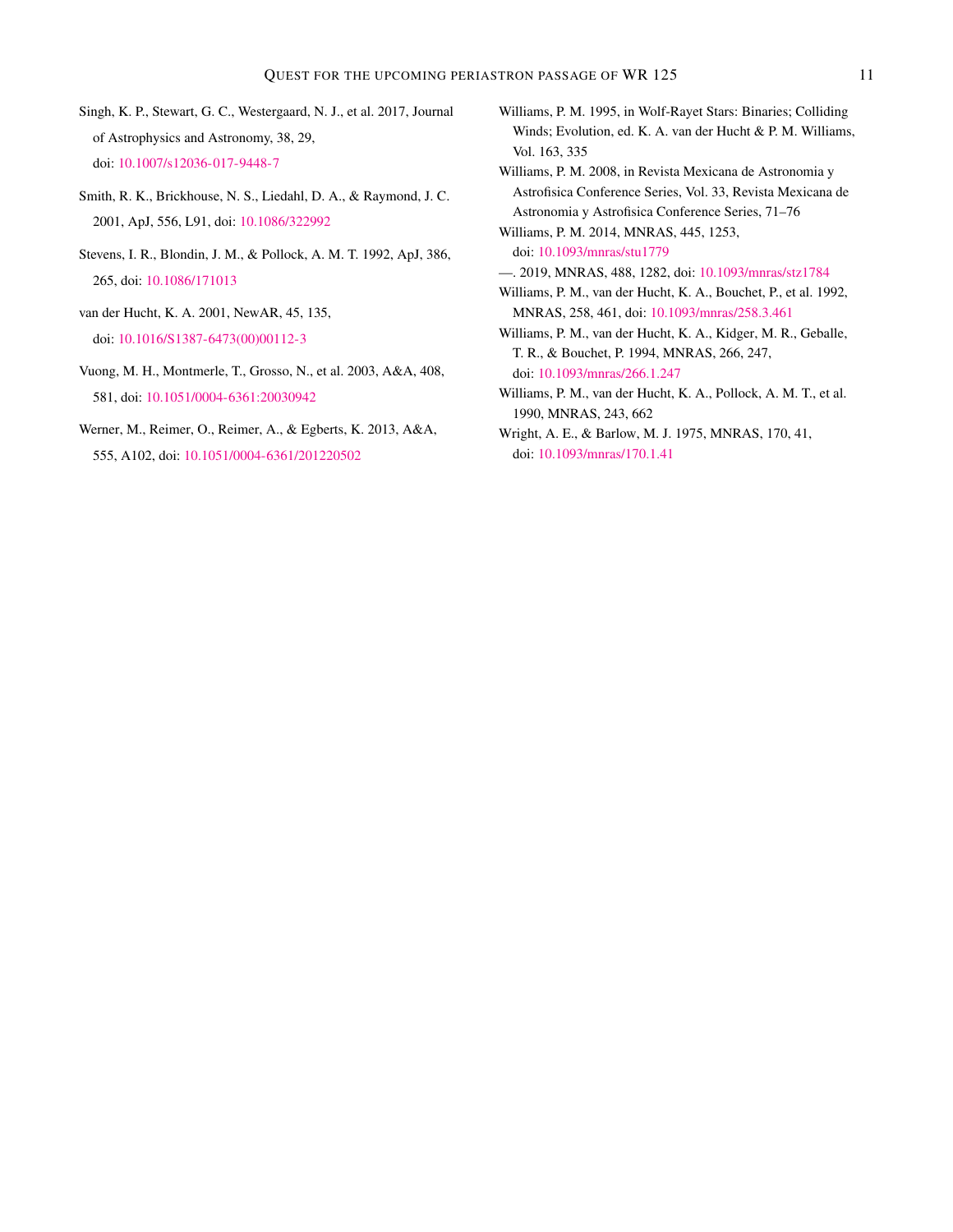Singh, K. P., Stewart, G. C., Westergaard, N. J., et al. 2017, Journal of Astrophysics and Astronomy, 38, 29, doi: 10.1007/s12036-017-9448-7

Smith, R. K., Brickhouse, N. S., Liedahl, D. A., & Raymond, J. C. 2001, ApJ, 556, L91, doi: 10.1086/322992

Stevens, I. R., Blondin, J. M., & Pollock, A. M. T. 1992, ApJ, 386, 265, doi: 10.1086/171013

van der Hucht, K. A. 2001, NewAR, 45, 135, doi: 10.1016/S1387-6473(00)00112-3

Vuong, M. H., Montmerle, T., Grosso, N., et al. 2003, A&A, 408, 581, doi: 10.1051/0004-6361:20030942

Werner, M., Reimer, O., Reimer, A., & Egberts, K. 2013, A&A, 555, A102, doi: 10.1051/0004-6361/201220502

Williams, P. M. 1995, in Wolf-Rayet Stars: Binaries; Colliding Winds; Evolution, ed. K. A. van der Hucht & P. M. Williams, Vol. 163, 335

Williams, P. M. 2008, in Revista Mexicana de Astronomia y Astrofisica Conference Series, Vol. 33, Revista Mexicana de Astronomia y Astrofisica Conference Series, 71–76

Williams, P. M. 2014, MNRAS, 445, 1253, doi: 10.1093/mnras/stu1779

—. 2019, MNRAS, 488, 1282, doi: 10.1093/mnras/stz1784

Williams, P. M., van der Hucht, K. A., Bouchet, P., et al. 1992, MNRAS, 258, 461, doi: 10.1093/mnras/258.3.461

Williams, P. M., van der Hucht, K. A., Kidger, M. R., Geballe, T. R., & Bouchet, P. 1994, MNRAS, 266, 247, doi: 10.1093/mnras/266.1.247

Williams, P. M., van der Hucht, K. A., Pollock, A. M. T., et al. 1990, MNRAS, 243, 662

Wright, A. E., & Barlow, M. J. 1975, MNRAS, 170, 41, doi: 10.1093/mnras/170.1.41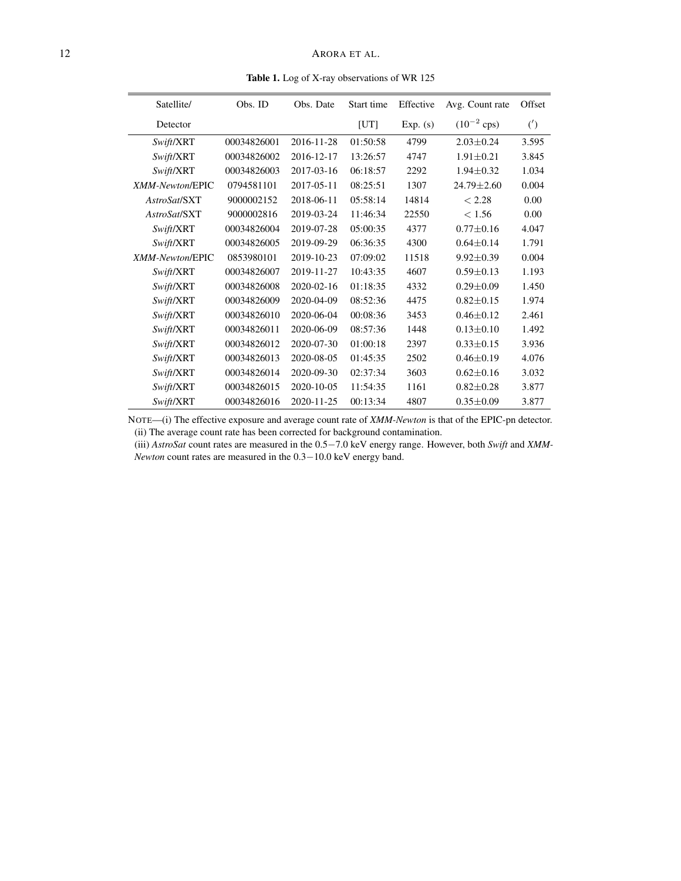**Table 1.** Log of X-ray observations of WR 125

| Satellite/ Detector | Obs. ID | Obs. Date | Start time [UT] | Effective Exp. (s) | Avg. Count rate ($10^{-2}$ cps) | Offset ($'$) |
|---|---|---|---|---|---|---|
| *Swift*/XRT | 00034826001 | 2016-11-28 | 01:50:58 | 4799 | 2.03±0.24 | 3.595 |
| *Swift*/XRT | 00034826002 | 2016-12-17 | 13:26:57 | 4747 | 1.91±0.21 | 3.845 |
| *Swift*/XRT | 00034826003 | 2017-03-16 | 06:18:57 | 2292 | 1.94±0.32 | 1.034 |
| *XMM-Newton*/EPIC | 0794581101 | 2017-05-11 | 08:25:51 | 1307 | 24.79±2.60 | 0.004 |
| *AstroSat*/SXT | 9000002152 | 2018-06-11 | 05:58:14 | 14814 | $< 2.28$ | 0.00 |
| *AstroSat*/SXT | 9000002816 | 2019-03-24 | 11:46:34 | 22550 | $< 1.56$ | 0.00 |
| *Swift*/XRT | 00034826004 | 2019-07-28 | 05:00:35 | 4377 | 0.77±0.16 | 4.047 |
| *Swift*/XRT | 00034826005 | 2019-09-29 | 06:36:35 | 4300 | 0.64±0.14 | 1.791 |
| *XMM-Newton*/EPIC | 0853980101 | 2019-10-23 | 07:09:02 | 11518 | 9.92±0.39 | 0.004 |
| *Swift*/XRT | 00034826007 | 2019-11-27 | 10:43:35 | 4607 | 0.59±0.13 | 1.193 |
| *Swift*/XRT | 00034826008 | 2020-02-16 | 01:18:35 | 4332 | 0.29±0.09 | 1.450 |
| *Swift*/XRT | 00034826009 | 2020-04-09 | 08:52:36 | 4475 | 0.82±0.15 | 1.974 |
| *Swift*/XRT | 00034826010 | 2020-06-04 | 00:08:36 | 3453 | 0.46±0.12 | 2.461 |
| *Swift*/XRT | 00034826011 | 2020-06-09 | 08:57:36 | 1448 | 0.13±0.10 | 1.492 |
| *Swift*/XRT | 00034826012 | 2020-07-30 | 01:00:18 | 2397 | 0.33±0.15 | 3.936 |
| *Swift*/XRT | 00034826013 | 2020-08-05 | 01:45:35 | 2502 | 0.46±0.19 | 4.076 |
| *Swift*/XRT | 00034826014 | 2020-09-30 | 02:37:34 | 3603 | 0.62±0.16 | 3.032 |
| *Swift*/XRT | 00034826015 | 2020-10-05 | 11:54:35 | 1161 | 0.82±0.28 | 3.877 |
| *Swift*/XRT | 00034826016 | 2020-11-25 | 00:13:34 | 4807 | 0.35±0.09 | 3.877 |

NOTE—(i) The effective exposure and average count rate of *XMM-Newton* is that of the EPIC-pn detector.
(ii) The average count rate has been corrected for background contamination.
(iii) *AstroSat* count rates are measured in the 0.5−7.0 keV energy range. However, both *Swift* and *XMM-Newton* count rates are measured in the 0.3−10.0 keV energy band.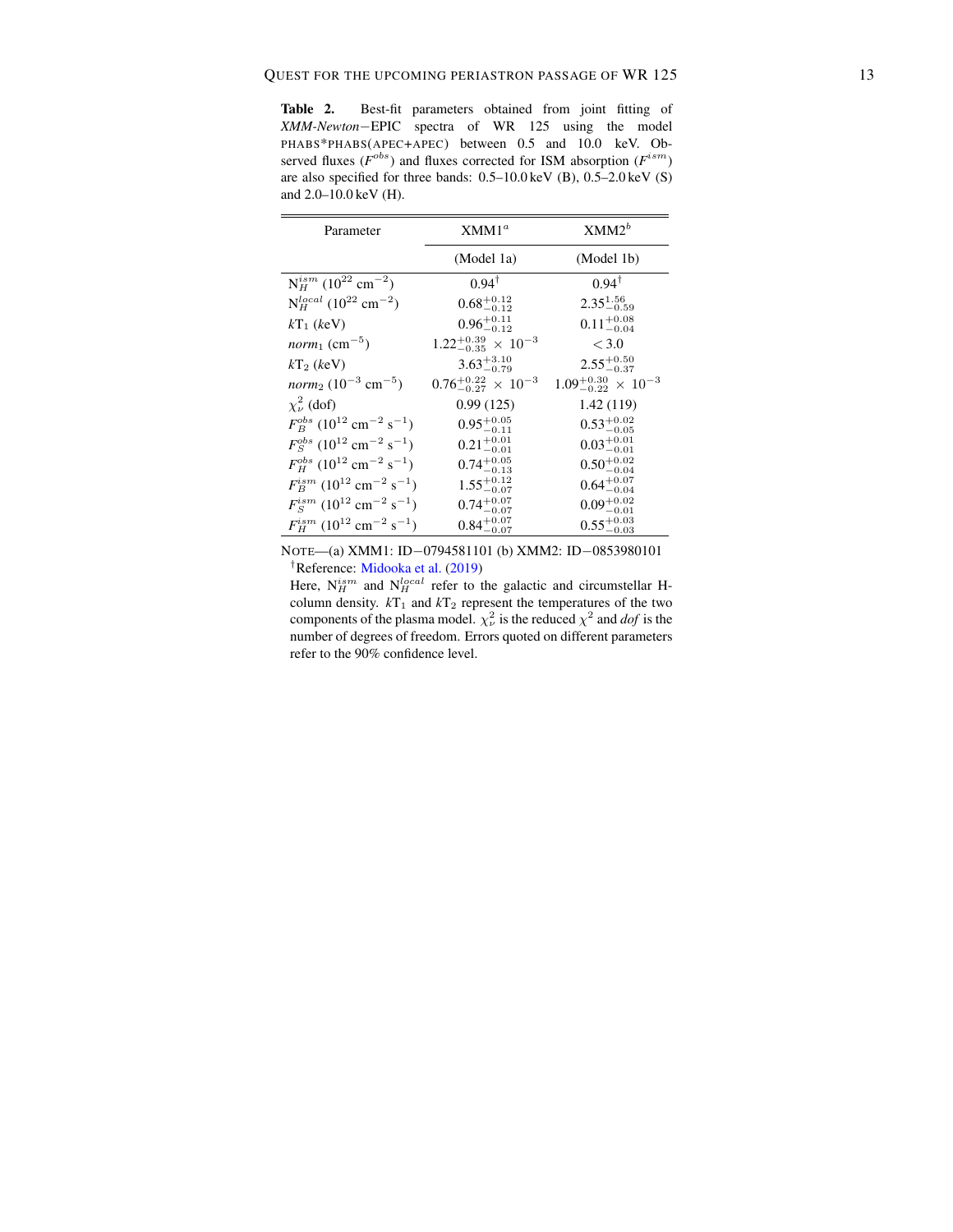**Table 2.** Best-fit parameters obtained from joint fitting of *XMM-Newton*−EPIC spectra of WR 125 using the model PHABS*PHABS(APEC+APEC) between 0.5 and 10.0 keV. Observed fluxes ($F^{obs}$) and fluxes corrected for ISM absorption ($F^{ism}$) are also specified for three bands: 0.5–10.0 keV (B), 0.5–2.0 keV (S) and 2.0–10.0 keV (H).

| Parameter | XMM1[a] | XMM2[b] |
|---|---|---|
| | (Model 1a) | (Model 1b) |
| $N_H^{ism}$ ($10^{22}$ cm$^{-2}$) | $0.94^{\dagger}$ | $0.94^{\dagger}$ |
| $N_H^{local}$ ($10^{22}$ cm$^{-2}$) | $0.68^{+0.12}_{-0.12}$ | $2.35^{1.56}_{-0.59}$ |
| $kT_1$ (keV) | $0.96^{+0.11}_{-0.12}$ | $0.11^{+0.08}_{-0.04}$ |
| $norm_1$ (cm$^{-5}$) | $1.22^{+0.39}_{-0.35} \times 10^{-3}$ | $< 3.0$ |
| $kT_2$ (keV) | $3.63^{+3.10}_{-0.79}$ | $2.55^{+0.50}_{-0.37}$ |
| $norm_2$ ($10^{-3}$ cm$^{-5}$) | $0.76^{+0.22}_{-0.27} \times 10^{-3}$ | $1.09^{+0.30}_{-0.22} \times 10^{-3}$ |
| $\chi^2_\nu$ (dof) | 0.99 (125) | 1.42 (119) |
| $F_B^{obs}$ ($10^{12}$ cm$^{-2}$ s$^{-1}$) | $0.95^{+0.05}_{-0.11}$ | $0.53^{+0.02}_{-0.05}$ |
| $F_S^{obs}$ ($10^{12}$ cm$^{-2}$ s$^{-1}$) | $0.21^{+0.01}_{-0.01}$ | $0.03^{+0.01}_{-0.01}$ |
| $F_H^{obs}$ ($10^{12}$ cm$^{-2}$ s$^{-1}$) | $0.74^{+0.05}_{-0.13}$ | $0.50^{+0.02}_{-0.04}$ |
| $F_B^{ism}$ ($10^{12}$ cm$^{-2}$ s$^{-1}$) | $1.55^{+0.12}_{-0.07}$ | $0.64^{+0.07}_{-0.04}$ |
| $F_S^{ism}$ ($10^{12}$ cm$^{-2}$ s$^{-1}$) | $0.74^{+0.07}_{-0.07}$ | $0.09^{+0.02}_{-0.01}$ |
| $F_H^{ism}$ ($10^{12}$ cm$^{-2}$ s$^{-1}$) | $0.84^{+0.07}_{-0.07}$ | $0.55^{+0.03}_{-0.03}$ |

NOTE—(a) XMM1: ID−0794581101 (b) XMM2: ID−0853980101
†Reference: Midooka et al. (2019)
Here, $N_H^{ism}$ and $N_H^{local}$ refer to the galactic and circumstellar H-column density. $kT_1$ and $kT_2$ represent the temperatures of the two components of the plasma model. $\chi^2_\nu$ is the reduced $\chi^2$ and *dof* is the number of degrees of freedom. Errors quoted on different parameters refer to the 90% confidence level.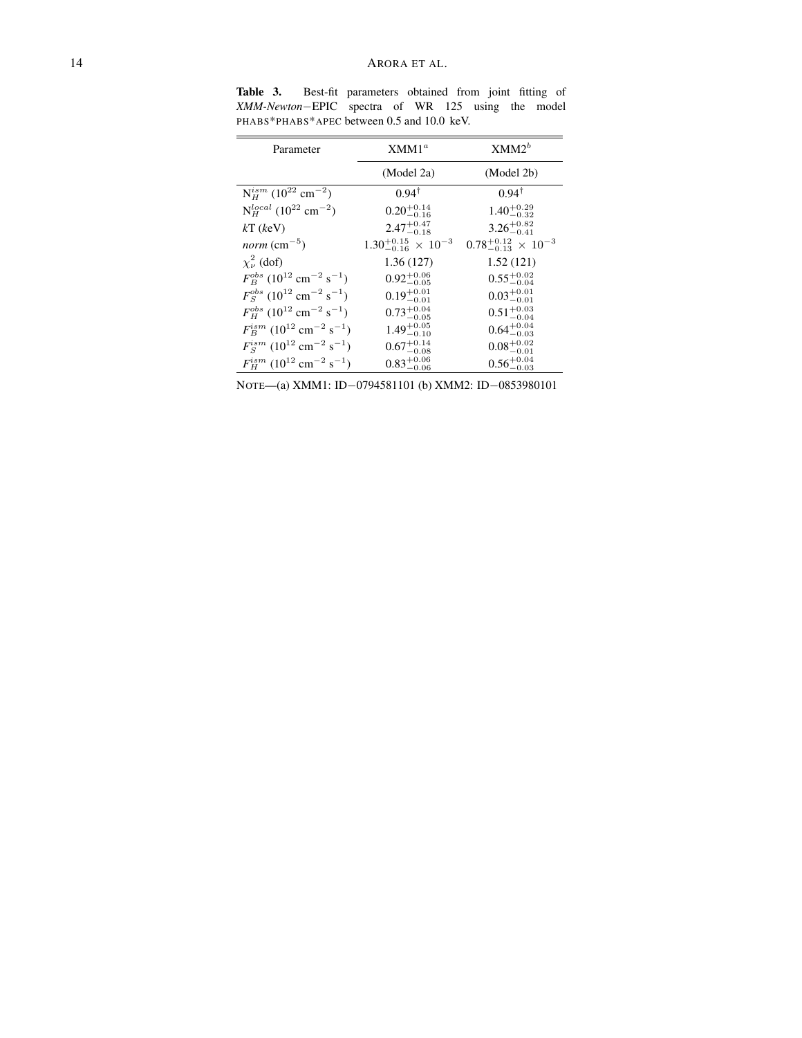**Table 3.** Best-fit parameters obtained from joint fitting of *XMM-Newton*−EPIC spectra of WR 125 using the model PHABS*PHABS*APEC between 0.5 and 10.0 keV.

| Parameter | XMM1[a] | XMM2[b] |
|---|---|---|
| | (Model 2a) | (Model 2b) |
| $N_H^{ism}$ ($10^{22}$ cm$^{-2}$) | $0.94^{\dagger}$ | $0.94^{\dagger}$ |
| $N_H^{local}$ ($10^{22}$ cm$^{-2}$) | $0.20^{+0.14}_{-0.16}$ | $1.40^{+0.29}_{-0.32}$ |
| $k$T ($k$eV) | $2.47^{+0.47}_{-0.18}$ | $3.26^{+0.82}_{-0.41}$ |
| *norm* (cm$^{-5}$) | $1.30^{+0.15}_{-0.16} \times 10^{-3}$ | $0.78^{+0.12}_{-0.13} \times 10^{-3}$ |
| $\chi^2_\nu$ (dof) | 1.36 (127) | 1.52 (121) |
| $F_B^{obs}$ ($10^{12}$ cm$^{-2}$ s$^{-1}$) | $0.92^{+0.06}_{-0.05}$ | $0.55^{+0.02}_{-0.04}$ |
| $F_S^{obs}$ ($10^{12}$ cm$^{-2}$ s$^{-1}$) | $0.19^{+0.01}_{-0.01}$ | $0.03^{+0.01}_{-0.01}$ |
| $F_H^{obs}$ ($10^{12}$ cm$^{-2}$ s$^{-1}$) | $0.73^{+0.04}_{-0.05}$ | $0.51^{+0.03}_{-0.04}$ |
| $F_B^{ism}$ ($10^{12}$ cm$^{-2}$ s$^{-1}$) | $1.49^{+0.05}_{-0.10}$ | $0.64^{+0.04}_{-0.03}$ |
| $F_S^{ism}$ ($10^{12}$ cm$^{-2}$ s$^{-1}$) | $0.67^{+0.14}_{-0.08}$ | $0.08^{+0.02}_{-0.01}$ |
| $F_H^{ism}$ ($10^{12}$ cm$^{-2}$ s$^{-1}$) | $0.83^{+0.06}_{-0.06}$ | $0.56^{+0.04}_{-0.03}$ |

NOTE—(a) XMM1: ID−0794581101 (b) XMM2: ID−0853980101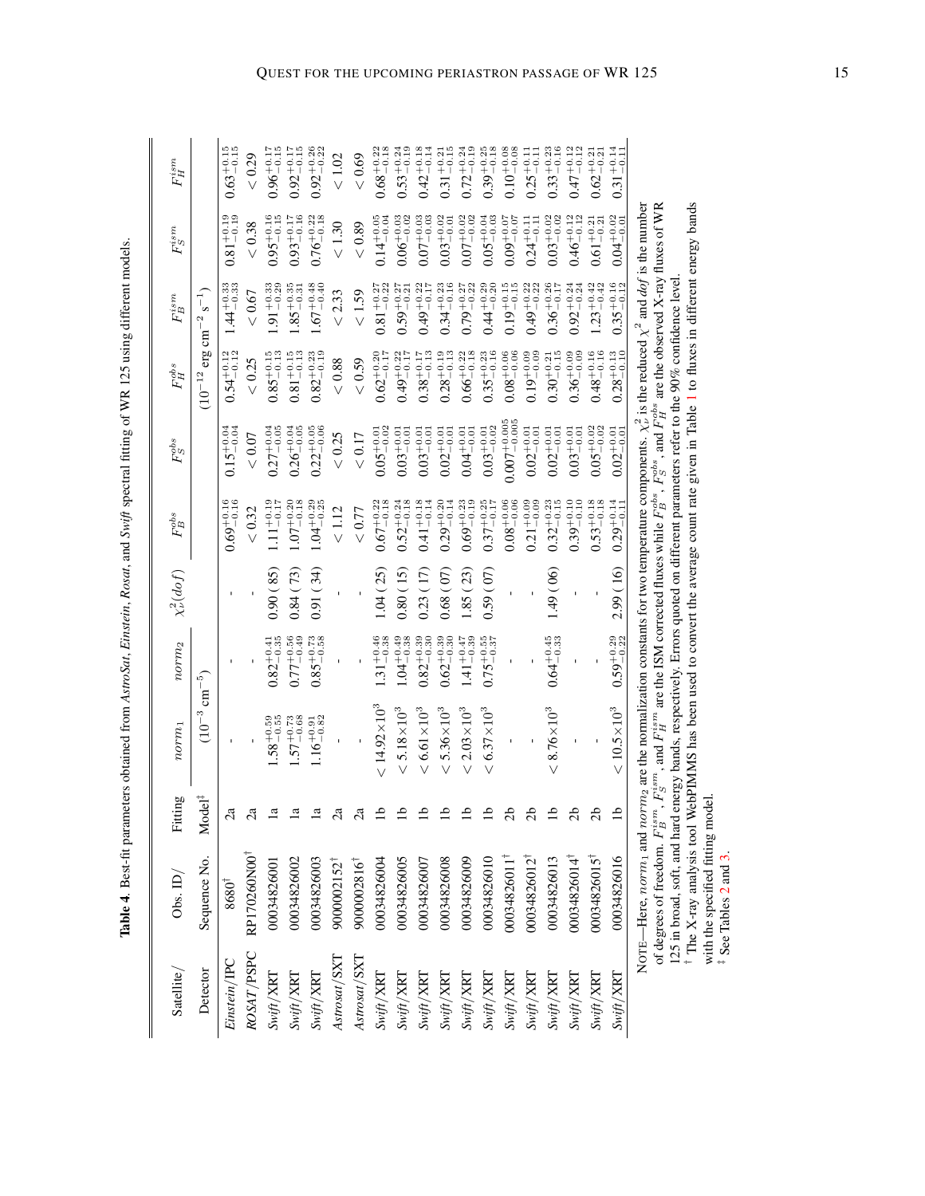**Table 4.** Best-fit parameters obtained from *AstroSat*, *Einstein*, *Rosat*, and *Swift* spectral fitting of WR 125 using different models.

| Satellite/ | Obs. ID/ | Fitting | $norm_1$ | $norm_2$ | $\chi^2_\nu(dof)$ | $F_B^{obs}$ | $F_S^{obs}$ | $F_H^{obs}$ | $F_B^{ism}$ | $F_S^{ism}$ | $F_H^{ism}$ |
|---|---|---|---|---|---|---|---|---|---|---|---|
| Detector | Sequence No. | Model[‡] | $(10^{-3}$ cm$^{-5})$ | | | | | $(10^{-12}$ erg cm$^{-2}$ s$^{-1})$ | | | |
| *Einstein*/IPC | 8680[†] | 2a | - | - | - | $0.69^{+0.16}_{-0.16}$ | $0.15^{+0.04}_{-0.04}$ | $0.54^{+0.12}_{-0.12}$ | $1.44^{+0.33}_{-0.33}$ | $0.81^{+0.19}_{-0.19}$ | $0.63^{+0.15}_{-0.15}$ |
| *ROSAT*/PSPC | RP170260N00[†] | 2a | - | - | - | $< 0.32$ | $< 0.07$ | $< 0.25$ | $< 0.67$ | $< 0.38$ | $< 0.29$ |
| *Swift*/XRT | 00034826001 | 1a | $1.58^{+0.59}_{-0.55}$ | $0.82^{+0.41}_{-0.35}$ | 0.90 (85) | $1.11^{+0.19}_{-0.17}$ | $0.27^{+0.04}_{-0.05}$ | $0.85^{+0.15}_{-0.13}$ | $1.91^{+0.33}_{-0.29}$ | $0.95^{+0.16}_{-0.15}$ | $0.96^{+0.17}_{-0.15}$ |
| *Swift*/XRT | 00034826002 | 1a | $1.57^{+0.73}_{-0.68}$ | $0.77^{+0.56}_{-0.49}$ | 0.84 (73) | $1.07^{+0.20}_{-0.18}$ | $0.26^{+0.04}_{-0.05}$ | $0.81^{+0.15}_{-0.13}$ | $1.85^{+0.35}_{-0.31}$ | $0.93^{+0.17}_{-0.16}$ | $0.92^{+0.17}_{-0.15}$ |
| *Swift*/XRT | 00034826003 | 1a | $1.16^{+0.91}_{-0.82}$ | $0.85^{+0.73}_{-0.58}$ | 0.91 (34) | $1.04^{+0.29}_{-0.25}$ | $0.22^{+0.05}_{-0.06}$ | $0.82^{+0.23}_{-0.19}$ | $1.67^{+0.48}_{-0.40}$ | $0.76^{+0.22}_{-0.18}$ | $0.92^{+0.26}_{-0.22}$ |
| *Astrosat*/SXT | 9000002152[†] | 2a | - | - | - | $< 1.12$ | $< 0.25$ | $< 0.88$ | $< 2.33$ | $< 1.30$ | $< 1.02$ |
| *Astrosat*/SXT | 9000002816[†] | 2a | - | - | - | $< 0.77$ | $< 0.17$ | $< 0.59$ | $< 1.59$ | $< 0.89$ | $< 0.69$ |
| *Swift*/XRT | 00034826004 | 1b | $< 14.92\times10^3$ | $1.31^{+0.46}_{-0.38}$ | 1.04 (25) | $0.67^{+0.22}_{-0.18}$ | $0.05^{+0.01}_{-0.02}$ | $0.62^{+0.20}_{-0.17}$ | $0.81^{+0.27}_{-0.22}$ | $0.14^{+0.05}_{-0.04}$ | $0.68^{+0.22}_{-0.18}$ |
| *Swift*/XRT | 00034826005 | 1b | $< 5.18\times10^3$ | $1.04^{+0.49}_{-0.38}$ | 0.80 (15) | $0.52^{+0.24}_{-0.18}$ | $0.03^{+0.01}_{-0.01}$ | $0.49^{+0.22}_{-0.17}$ | $0.59^{+0.27}_{-0.21}$ | $0.06^{+0.03}_{-0.02}$ | $0.53^{+0.24}_{-0.19}$ |
| *Swift*/XRT | 00034826007 | 1b | $< 6.61\times10^3$ | $0.82^{+0.39}_{-0.30}$ | 0.23 (17) | $0.41^{+0.18}_{-0.14}$ | $0.03^{+0.01}_{-0.01}$ | $0.38^{+0.17}_{-0.13}$ | $0.49^{+0.22}_{-0.17}$ | $0.07^{+0.03}_{-0.03}$ | $0.42^{+0.18}_{-0.14}$ |
| *Swift*/XRT | 00034826008 | 1b | $< 5.36\times10^3$ | $0.62^{+0.39}_{-0.30}$ | 0.68 (07) | $0.29^{+0.20}_{-0.14}$ | $0.02^{+0.01}_{-0.01}$ | $0.28^{+0.19}_{-0.13}$ | $0.34^{+0.23}_{-0.16}$ | $0.03^{+0.02}_{-0.01}$ | $0.31^{+0.21}_{-0.15}$ |
| *Swift*/XRT | 00034826009 | 1b | $< 2.03\times10^3$ | $1.41^{+0.47}_{-0.39}$ | 1.85 (23) | $0.69^{+0.23}_{-0.19}$ | $0.04^{+0.01}_{-0.01}$ | $0.66^{+0.22}_{-0.18}$ | $0.79^{+0.27}_{-0.22}$ | $0.07^{+0.02}_{-0.02}$ | $0.72^{+0.24}_{-0.19}$ |
| *Swift*/XRT | 00034826010 | 1b | $< 6.37\times10^3$ | $0.75^{+0.55}_{-0.37}$ | 0.59 (07) | $0.37^{+0.25}_{-0.17}$ | $0.03^{+0.01}_{-0.02}$ | $0.35^{+0.23}_{-0.16}$ | $0.44^{+0.29}_{-0.20}$ | $0.05^{+0.04}_{-0.03}$ | $0.39^{+0.25}_{-0.18}$ |
| *Swift*/XRT | 00034826011[†] | 2b | - | - | - | $0.08^{+0.06}_{-0.06}$ | $0.007^{+0.005}_{-0.005}$ | $0.08^{+0.06}_{-0.06}$ | $0.19^{+0.15}_{-0.15}$ | $0.09^{+0.07}_{-0.07}$ | $0.10^{+0.08}_{-0.08}$ |
| *Swift*/XRT | 00034826012[†] | 2b | - | - | - | $0.21^{+0.09}_{-0.09}$ | $0.02^{+0.01}_{-0.01}$ | $0.19^{+0.09}_{-0.09}$ | $0.49^{+0.22}_{-0.22}$ | $0.24^{+0.11}_{-0.11}$ | $0.25^{+0.11}_{-0.11}$ |
| *Swift*/XRT | 00034826013 | 1b | $< 8.76\times10^3$ | $0.64^{+0.45}_{-0.33}$ | 1.49 (06) | $0.32^{+0.23}_{-0.15}$ | $0.02^{+0.01}_{-0.01}$ | $0.30^{+0.21}_{-0.15}$ | $0.36^{+0.26}_{-0.17}$ | $0.03^{+0.02}_{-0.02}$ | $0.33^{+0.23}_{-0.16}$ |
| *Swift*/XRT | 00034826014[†] | 2b | - | - | - | $0.39^{+0.10}_{-0.10}$ | $0.03^{+0.01}_{-0.01}$ | $0.36^{+0.09}_{-0.09}$ | $0.92^{+0.24}_{-0.24}$ | $0.46^{+0.12}_{-0.12}$ | $0.47^{+0.12}_{-0.12}$ |
| *Swift*/XRT | 00034826015[†] | 2b | - | - | - | $0.53^{+0.18}_{-0.18}$ | $0.05^{+0.02}_{-0.02}$ | $0.48^{+0.16}_{-0.16}$ | $1.23^{+0.42}_{-0.42}$ | $0.61^{+0.21}_{-0.21}$ | $0.62^{+0.21}_{-0.21}$ |
| *Swift*/XRT | 00034826016 | 1b | $< 10.5\times10^3$ | $0.59^{+0.29}_{-0.22}$ | 2.99 (16) | $0.29^{+0.14}_{-0.11}$ | $0.02^{+0.01}_{-0.01}$ | $0.28^{+0.13}_{-0.10}$ | $0.35^{+0.16}_{-0.12}$ | $0.04^{+0.02}_{-0.01}$ | $0.31^{+0.14}_{-0.11}$ |

NOTE—Here, $norm_1$ and $norm_2$ are the normalization constants for two temperature components. $\chi^2_\nu$ is the reduced $\chi^2$ and $dof$ is the number of degrees of freedom. $F_B^{ism}$, $F_S^{ism}$, and $F_H^{ism}$ are the ISM corrected fluxes while $F_B^{obs}$, $F_S^{obs}$, and $F_H^{obs}$ are the observed X-ray fluxes of WR 125 in broad, soft, and hard energy bands, respectively. Errors quoted on different parameters refer to the 90% confidence level.

[†] The X-ray analysis tool WebPIMMS has been used to convert the average count rate given in Table 1 to fluxes in different energy bands with the specified fitting model.

[‡] See Tables 2 and 3.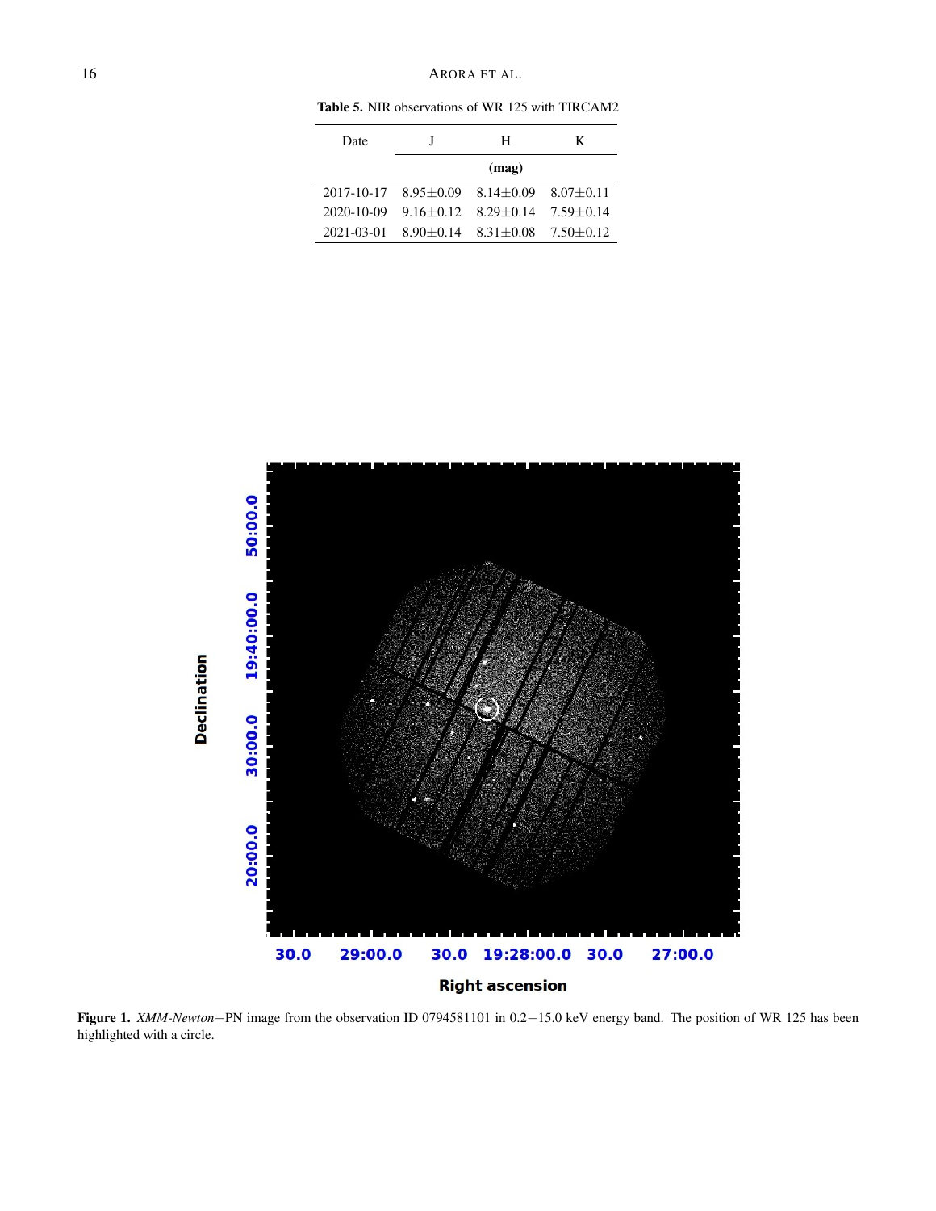**Table 5.** NIR observations of WR 125 with TIRCAM2

| Date | J | H | K |
|---|---|---|---|
| | (mag) | | |
| 2017-10-17 | 8.95±0.09 | 8.14±0.09 | 8.07±0.11 |
| 2020-10-09 | 9.16±0.12 | 8.29±0.14 | 7.59±0.14 |
| 2021-03-01 | 8.90±0.14 | 8.31±0.08 | 7.50±0.12 |

**Figure 1.** *XMM-Newton*−PN image from the observation ID 0794581101 in 0.2−15.0 keV energy band. The position of WR 125 has been highlighted with a circle.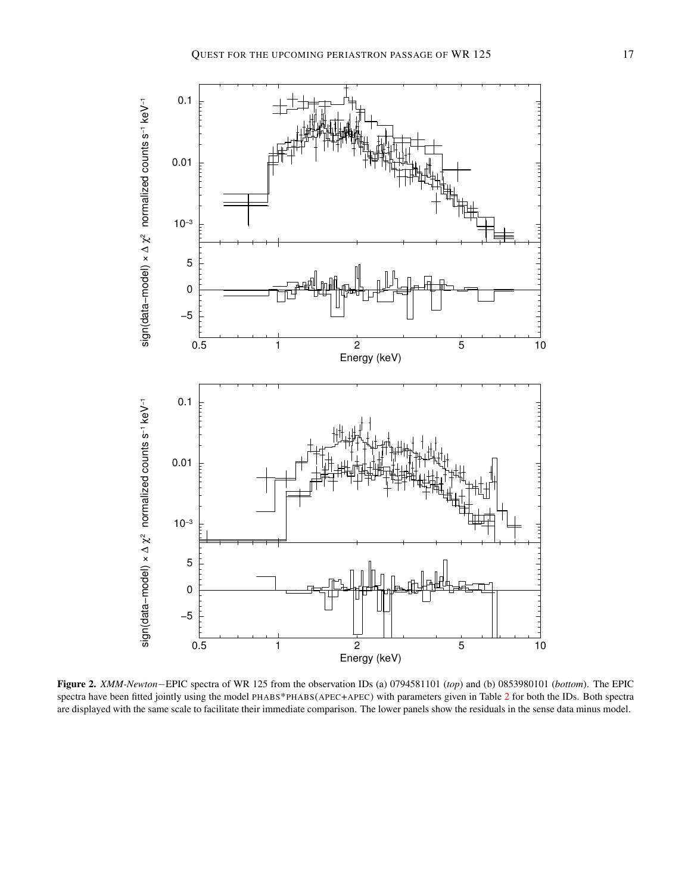**Figure 2.** *XMM-Newton*−EPIC spectra of WR 125 from the observation IDs (a) 0794581101 (*top*) and (b) 0853980101 (*bottom*). The EPIC spectra have been fitted jointly using the model PHABS*PHABS(APEC+APEC) with parameters given in Table 2 for both the IDs. Both spectra are displayed with the same scale to facilitate their immediate comparison. The lower panels show the residuals in the sense data minus model.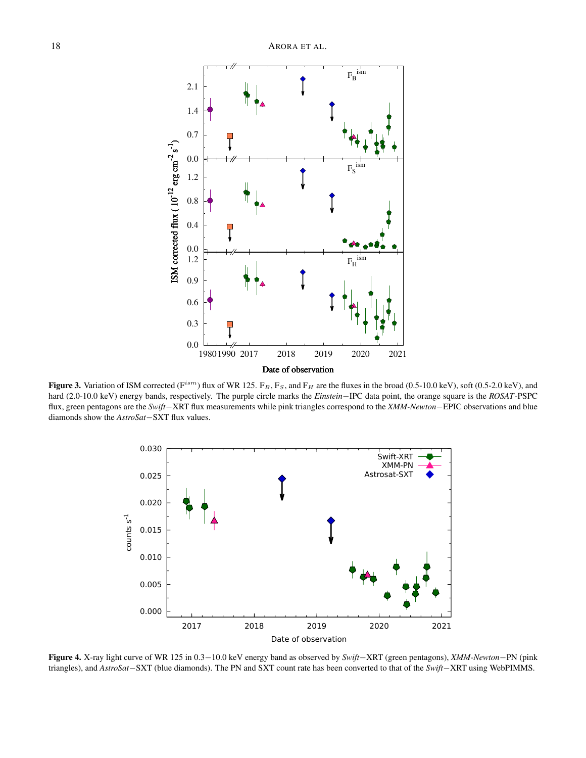**Figure 3.** Variation of ISM corrected ($F^{ism}$) flux of WR 125. $F_B$, $F_S$, and $F_H$ are the fluxes in the broad (0.5-10.0 keV), soft (0.5-2.0 keV), and hard (2.0-10.0 keV) energy bands, respectively. The purple circle marks the *Einstein*−IPC data point, the orange square is the *ROSAT*-PSPC flux, green pentagons are the *Swift*−XRT flux measurements while pink triangles correspond to the *XMM-Newton*−EPIC observations and blue diamonds show the *AstroSat*−SXT flux values.

**Figure 4.** X-ray light curve of WR 125 in 0.3−10.0 keV energy band as observed by *Swift*−XRT (green pentagons), *XMM-Newton*−PN (pink triangles), and *AstroSat*−SXT (blue diamonds). The PN and SXT count rate has been converted to that of the *Swift*−XRT using WebPIMMS.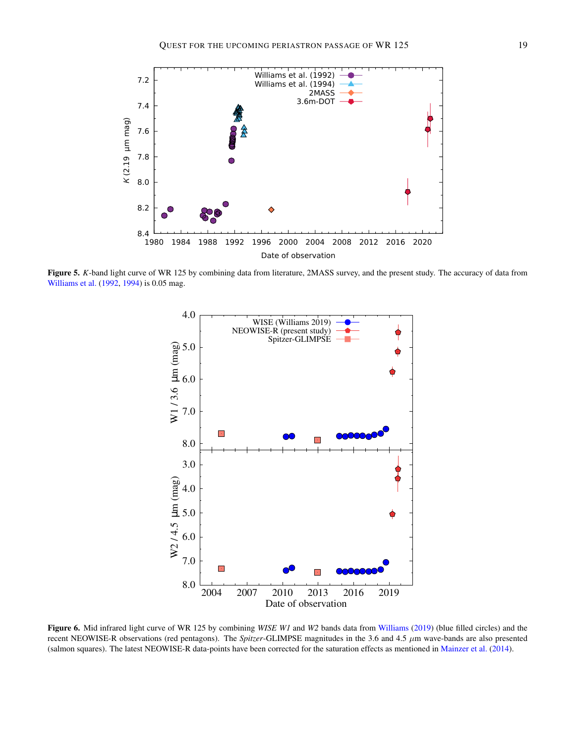**Figure 5.** *K*-band light curve of WR 125 by combining data from literature, 2MASS survey, and the present study. The accuracy of data from Williams et al. (1992, 1994) is 0.05 mag.

**Figure 6.** Mid infrared light curve of WR 125 by combining *WISE W1* and *W2* bands data from Williams (2019) (blue filled circles) and the recent NEOWISE-R observations (red pentagons). The *Spitzer*-GLIMPSE magnitudes in the 3.6 and 4.5 $\mu$m wave-bands are also presented (salmon squares). The latest NEOWISE-R data-points have been corrected for the saturation effects as mentioned in Mainzer et al. (2014).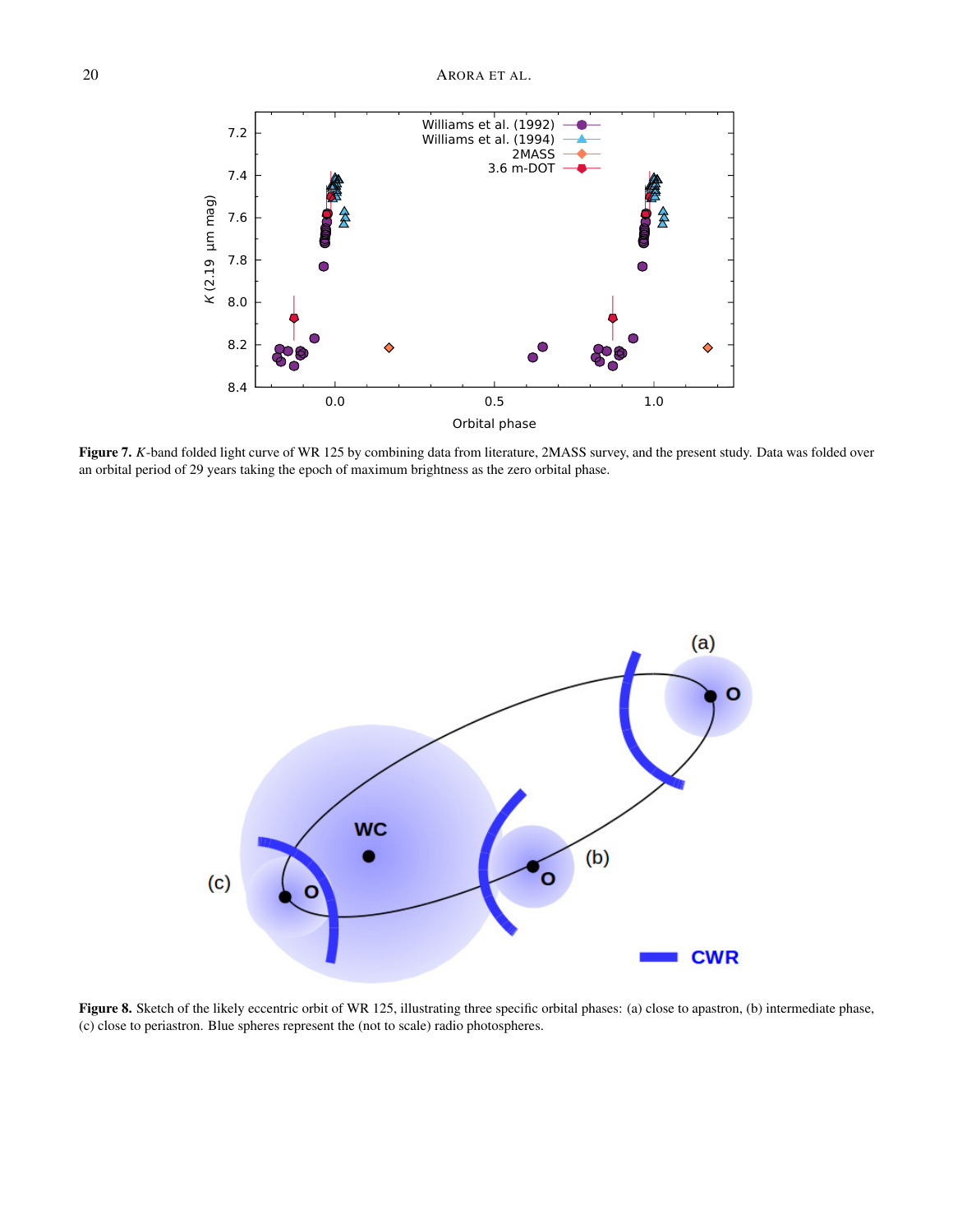Williams et al. (1992)
Williams et al. (1994)
2MASS
3.6 m-DOT

$K$ (2.19 μm mag)

7.2
7.4
7.6
7.8
8.0
8.2
8.4

0.0
0.5
1.0

Orbital phase

**Figure 7.** *K*-band folded light curve of WR 125 by combining data from literature, 2MASS survey, and the present study. Data was folded over an orbital period of 29 years taking the epoch of maximum brightness as the zero orbital phase.

(a)
O
WC
(b)
O
(c)
O
CWR

**Figure 8.** Sketch of the likely eccentric orbit of WR 125, illustrating three specific orbital phases: (a) close to apastron, (b) intermediate phase, (c) close to periastron. Blue spheres represent the (not to scale) radio photospheres.